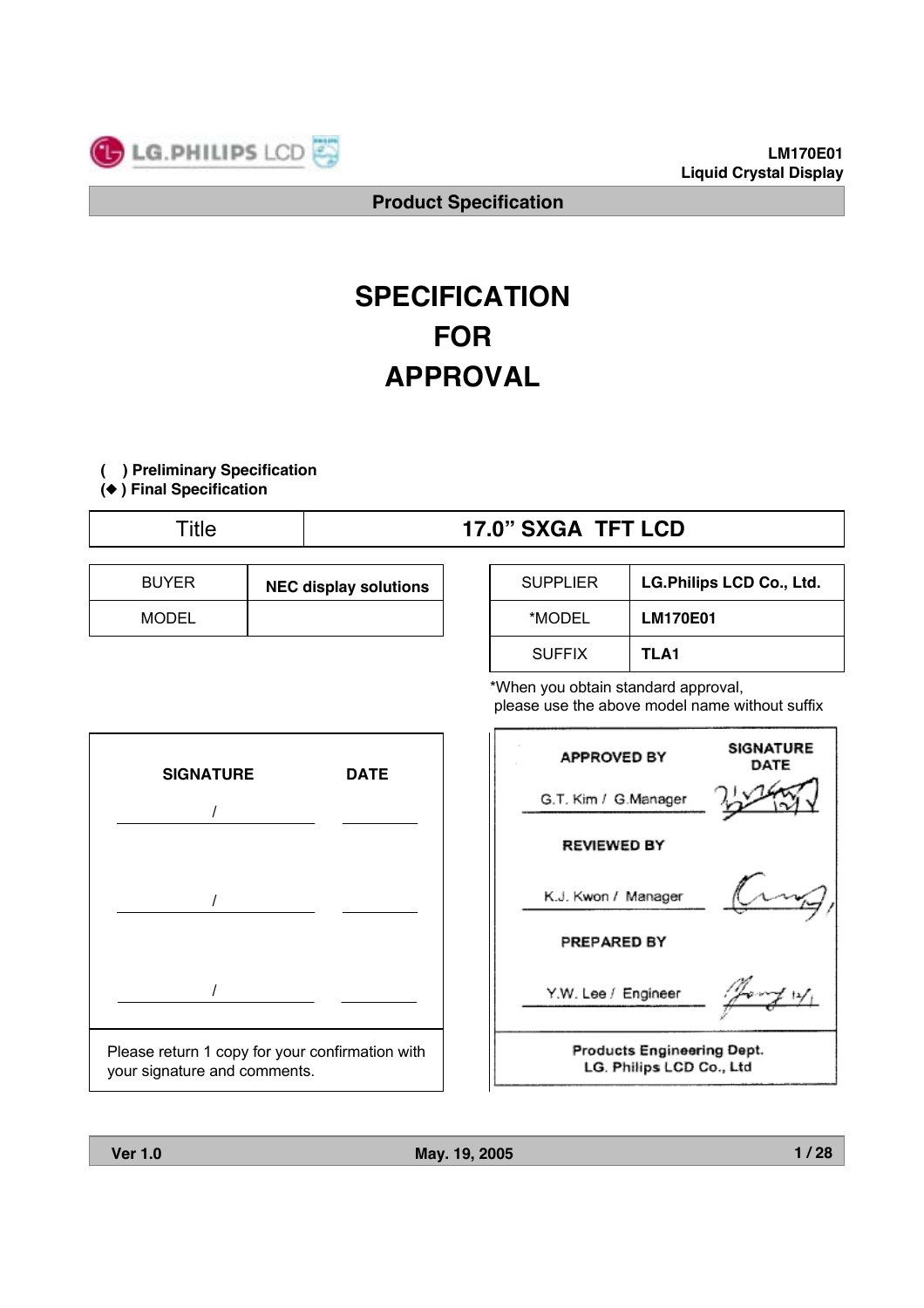LM170E01
Liquid Crystal Display

Product Specification

# SPECIFICATION FOR APPROVAL

( ) Preliminary Specification
(◆ ) Final Specification

| Title | 17.0" SXGA TFT LCD |
|---|---|

| BUYER | NEC display solutions |
|---|---|
| MODEL | |

| SUPPLIER | LG.Philips LCD Co., Ltd. |
|---|---|
| *MODEL | LM170E01 |
| SUFFIX | TLA1 |

*When you obtain standard approval, please use the above model name without suffix

| SIGNATURE | DATE |
|---|---|
| / | |
| / | |
| / | |

Please return 1 copy for your confirmation with your signature and comments.

| | SIGNATURE DATE |
|---|---|
| **APPROVED BY** | |
| G.T. Kim / G.Manager | |
| **REVIEWED BY** | |
| K.J. Kwon / Manager | |
| **PREPARED BY** | |
| Y.W. Lee / Engineer | |

Products Engineering Dept.
LG. Philips LCD Co., Ltd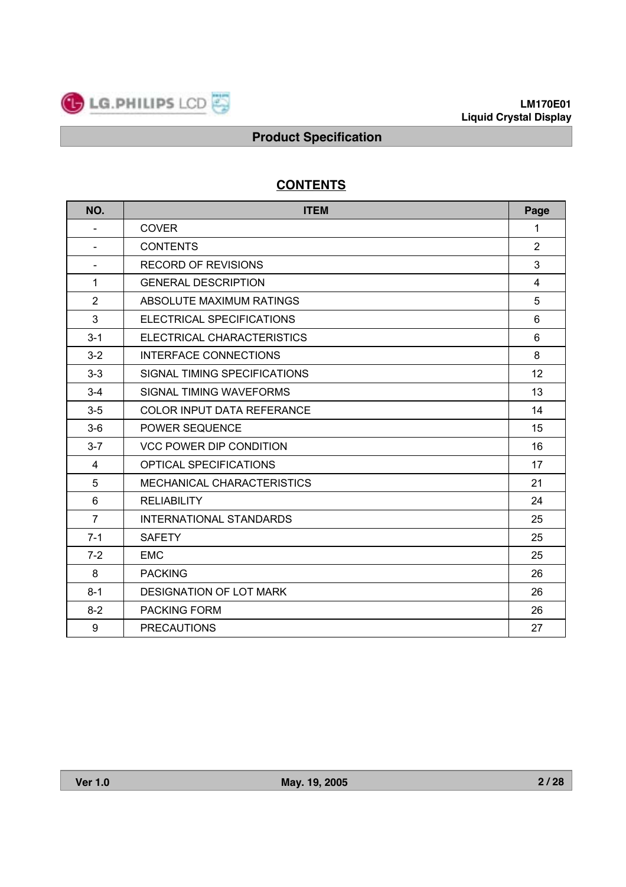## CONTENTS

| NO. | ITEM | Page |
|---|---|---|
| - | COVER | 1 |
| - | CONTENTS | 2 |
| - | RECORD OF REVISIONS | 3 |
| 1 | GENERAL DESCRIPTION | 4 |
| 2 | ABSOLUTE MAXIMUM RATINGS | 5 |
| 3 | ELECTRICAL SPECIFICATIONS | 6 |
| 3-1 | ELECTRICAL CHARACTERISTICS | 6 |
| 3-2 | INTERFACE CONNECTIONS | 8 |
| 3-3 | SIGNAL TIMING SPECIFICATIONS | 12 |
| 3-4 | SIGNAL TIMING WAVEFORMS | 13 |
| 3-5 | COLOR INPUT DATA REFERANCE | 14 |
| 3-6 | POWER SEQUENCE | 15 |
| 3-7 | VCC POWER DIP CONDITION | 16 |
| 4 | OPTICAL SPECIFICATIONS | 17 |
| 5 | MECHANICAL CHARACTERISTICS | 21 |
| 6 | RELIABILITY | 24 |
| 7 | INTERNATIONAL STANDARDS | 25 |
| 7-1 | SAFETY | 25 |
| 7-2 | EMC | 25 |
| 8 | PACKING | 26 |
| 8-1 | DESIGNATION OF LOT MARK | 26 |
| 8-2 | PACKING FORM | 26 |
| 9 | PRECAUTIONS | 27 |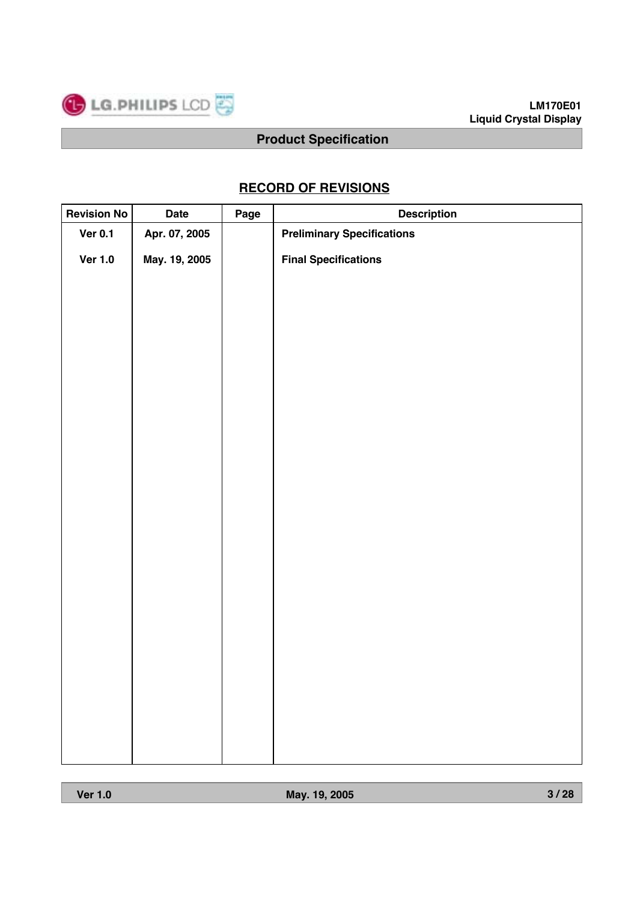## RECORD OF REVISIONS

| Revision No | Date | Page | Description |
|---|---|---|---|
| Ver 0.1 | Apr. 07, 2005 | | Preliminary Specifications |
| Ver 1.0 | May. 19, 2005 | | Final Specifications |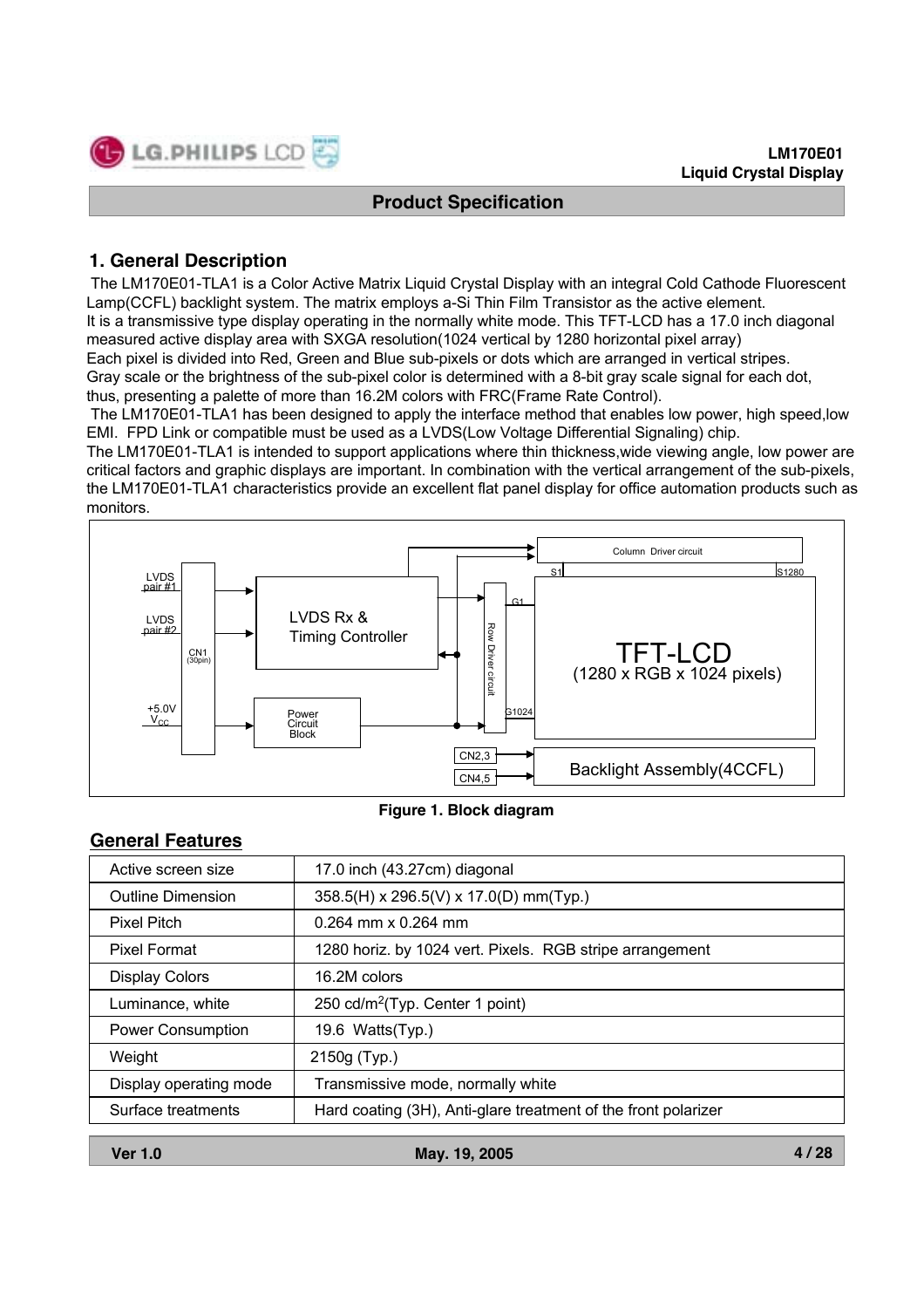## 1. General Description

The LM170E01-TLA1 is a Color Active Matrix Liquid Crystal Display with an integral Cold Cathode Fluorescent Lamp(CCFL) backlight system. The matrix employs a-Si Thin Film Transistor as the active element.
It is a transmissive type display operating in the normally white mode. This TFT-LCD has a 17.0 inch diagonal measured active display area with SXGA resolution(1024 vertical by 1280 horizontal pixel array)
Each pixel is divided into Red, Green and Blue sub-pixels or dots which are arranged in vertical stripes.
Gray scale or the brightness of the sub-pixel color is determined with a 8-bit gray scale signal for each dot, thus, presenting a palette of more than 16.2M colors with FRC(Frame Rate Control).
The LM170E01-TLA1 has been designed to apply the interface method that enables low power, high speed,low EMI. FPD Link or compatible must be used as a LVDS(Low Voltage Differential Signaling) chip.
The LM170E01-TLA1 is intended to support applications where thin thickness,wide viewing angle, low power are critical factors and graphic displays are important. In combination with the vertical arrangement of the sub-pixels, the LM170E01-TLA1 characteristics provide an excellent flat panel display for office automation products such as monitors.

LVDS pair #1, LVDS pair #2, +5.0V $V_{CC}$, CN1 (30pin), LVDS Rx & Timing Controller, Power Circuit Block, Column Driver circuit, S1, S1280, G1, G1024, Row Driver circuit, TFT-LCD (1280 x RGB x 1024 pixels), CN2,3, CN4,5, Backlight Assembly(4CCFL)

**Figure 1. Block diagram**

### General Features

| Active screen size | 17.0 inch (43.27cm) diagonal |
|---|---|
| Outline Dimension | 358.5(H) x 296.5(V) x 17.0(D) mm(Typ.) |
| Pixel Pitch | 0.264 mm x 0.264 mm |
| Pixel Format | 1280 horiz. by 1024 vert. Pixels. RGB stripe arrangement |
| Display Colors | 16.2M colors |
| Luminance, white | 250 cd/$m^2$(Typ. Center 1 point) |
| Power Consumption | 19.6 Watts(Typ.) |
| Weight | 2150g (Typ.) |
| Display operating mode | Transmissive mode, normally white |
| Surface treatments | Hard coating (3H), Anti-glare treatment of the front polarizer |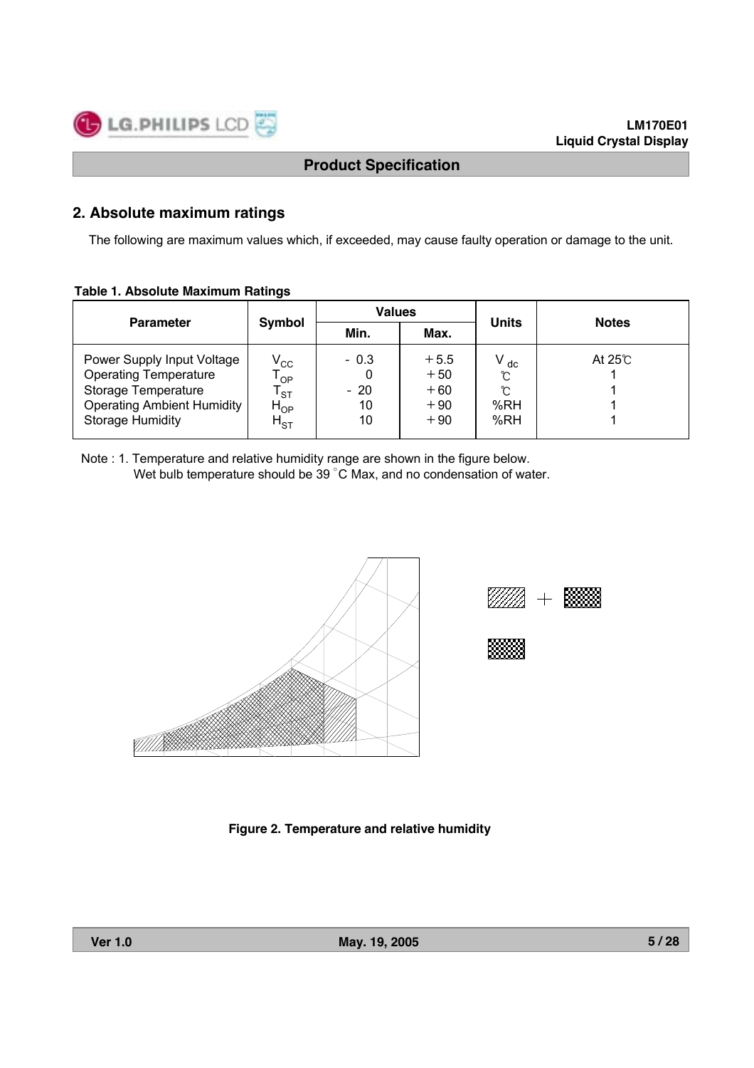## 2. Absolute maximum ratings

The following are maximum values which, if exceeded, may cause faulty operation or damage to the unit.

**Table 1. Absolute Maximum Ratings**

| Parameter | Symbol | Values | | Units | Notes |
|---|---|---|---|---|---|
| | | Min. | Max. | | |
| Power Supply Input Voltage | $V_{CC}$ | - 0.3 | +5.5 | $V_{dc}$ | At 25℃ |
| Operating Temperature | $T_{OP}$ | 0 | +50 | ℃ | 1 |
| Storage Temperature | $T_{ST}$ | - 20 | +60 | ℃ | 1 |
| Operating Ambient Humidity | $H_{OP}$ | 10 | +90 | %RH | 1 |
| Storage Humidity | $H_{ST}$ | 10 | +90 | %RH | 1 |

Note : 1. Temperature and relative humidity range are shown in the figure below.
Wet bulb temperature should be 39 °C Max, and no condensation of water.

**Figure 2. Temperature and relative humidity**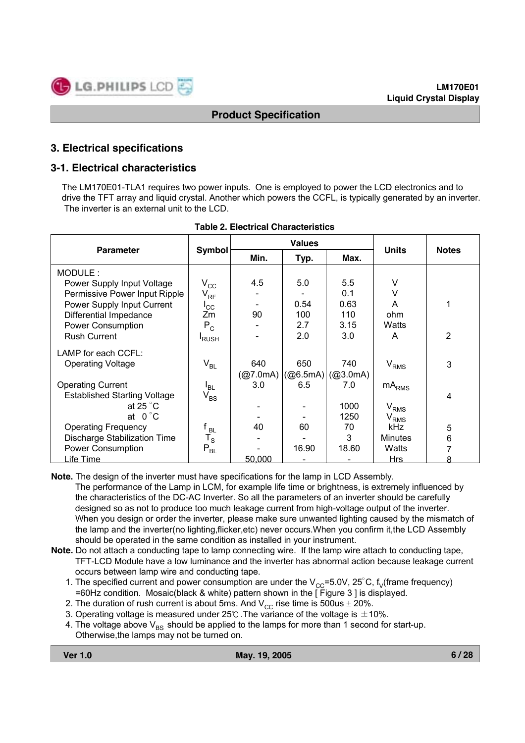## 3. Electrical specifications

### 3-1. Electrical characteristics

The LM170E01-TLA1 requires two power inputs. One is employed to power the LCD electronics and to drive the TFT array and liquid crystal. Another which powers the CCFL, is typically generated by an inverter. The inverter is an external unit to the LCD.

**Table 2. Electrical Characteristics**

| Parameter | Symbol | Values | | | Units | Notes |
|---|---|---|---|---|---|---|
| | | Min. | Typ. | Max. | | |
| MODULE : | | | | | | |
| Power Supply Input Voltage | $V_{CC}$ | 4.5 | 5.0 | 5.5 | V | |
| Permissive Power Input Ripple | $V_{RF}$ | - | - | 0.1 | V | |
| Power Supply Input Current | $I_{CC}$ | - | 0.54 | 0.63 | A | 1 |
| Differential Impedance | Zm | 90 | 100 | 110 | ohm | |
| Power Consumption | $P_C$ | - | 2.7 | 3.15 | Watts | |
| Rush Current | $I_{RUSH}$ | - | 2.0 | 3.0 | A | 2 |
| LAMP for each CCFL: | | | | | | |
| Operating Voltage | $V_{BL}$ | 640 (@7.0mA) | 650 (@6.5mA) | 740 (@3.0mA) | $V_{RMS}$ | 3 |
| Operating Current | $I_{BL}$ | 3.0 | 6.5 | 7.0 | $mA_{RMS}$ | |
| Established Starting Voltage | $V_{BS}$ | | | | | 4 |
| at 25 °C | | - | - | 1000 | $V_{RMS}$ | |
| at 0 °C | | - | - | 1250 | $V_{RMS}$ | |
| Operating Frequency | $f_{BL}$ | 40 | 60 | 70 | kHz | 5 |
| Discharge Stabilization Time | $T_S$ | - | - | 3 | Minutes | 6 |
| Power Consumption | $P_{BL}$ | - | 16.90 | 18.60 | Watts | 7 |
| Life Time | | 50,000 | - | - | Hrs | 8 |

**Note.** The design of the inverter must have specifications for the lamp in LCD Assembly.
The performance of the Lamp in LCM, for example life time or brightness, is extremely influenced by the characteristics of the DC-AC Inverter. So all the parameters of an inverter should be carefully designed so as not to produce too much leakage current from high-voltage output of the inverter. When you design or order the inverter, please make sure unwanted lighting caused by the mismatch of the lamp and the inverter(no lighting,flicker,etc) never occurs.When you confirm it,the LCD Assembly should be operated in the same condition as installed in your instrument.

**Note.** Do not attach a conducting tape to lamp connecting wire. If the lamp wire attach to conducting tape, TFT-LCD Module have a low luminance and the inverter has abnormal action because leakage current occurs between lamp wire and conducting tape.

1. The specified current and power consumption are under the $V_{CC}$=5.0V, 25°C, $f_V$(frame frequency) =60Hz condition. Mosaic(black & white) pattern shown in the [ Figure 3 ] is displayed.
2. The duration of rush current is about 5ms. And $V_{CC}$ rise time is 500us ± 20%.
3. Operating voltage is measured under 25℃ .The variance of the voltage is ±10%.
4. The voltage above $V_{BS}$ should be applied to the lamps for more than 1 second for start-up. Otherwise,the lamps may not be turned on.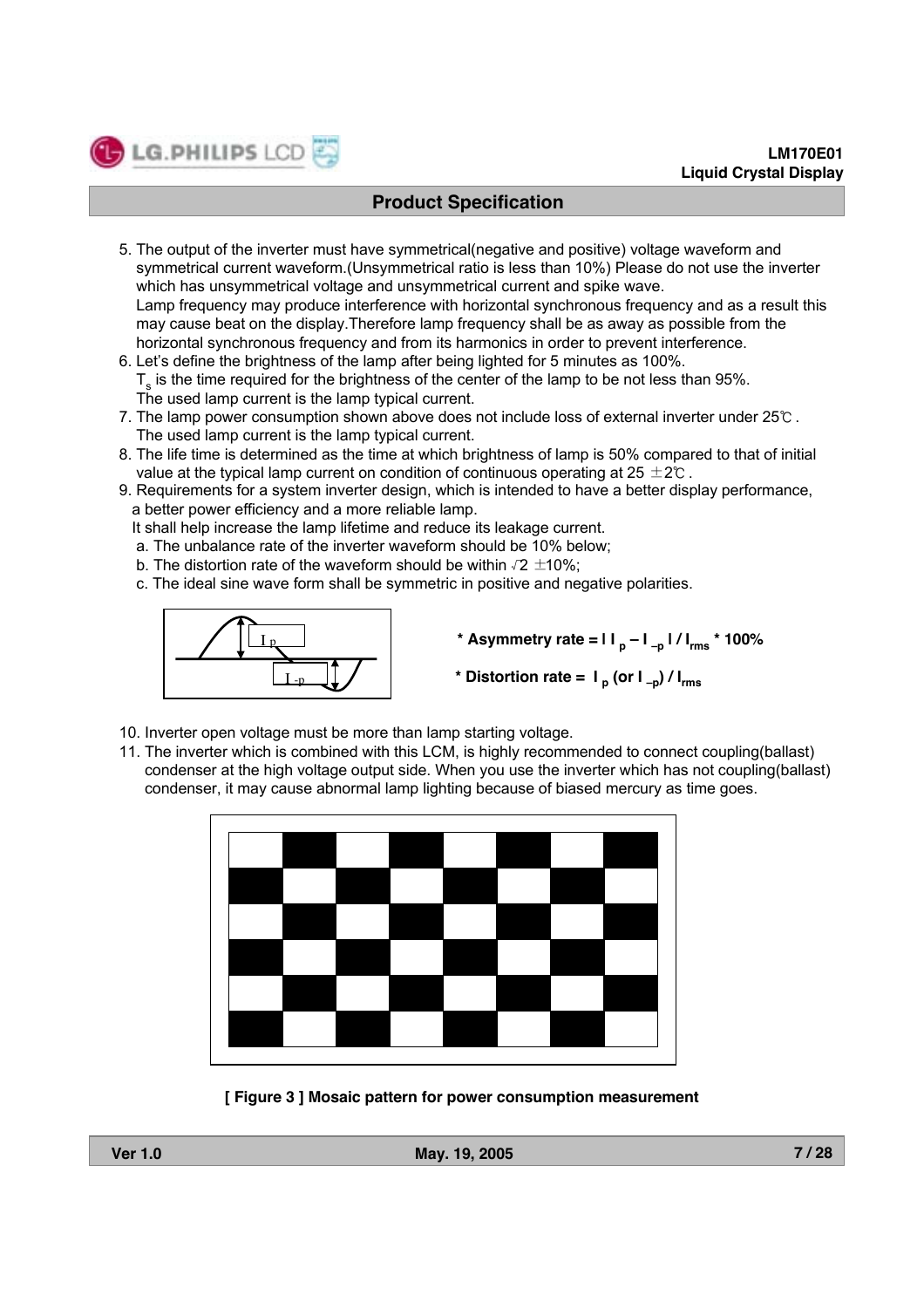5. The output of the inverter must have symmetrical(negative and positive) voltage waveform and symmetrical current waveform.(Unsymmetrical ratio is less than 10%) Please do not use the inverter which has unsymmetrical voltage and unsymmetrical current and spike wave.
   Lamp frequency may produce interference with horizontal synchronous frequency and as a result this may cause beat on the display.Therefore lamp frequency shall be as away as possible from the horizontal synchronous frequency and from its harmonics in order to prevent interference.
6. Let's define the brightness of the lamp after being lighted for 5 minutes as 100%.
   $T_s$ is the time required for the brightness of the center of the lamp to be not less than 95%.
   The used lamp current is the lamp typical current.
7. The lamp power consumption shown above does not include loss of external inverter under 25℃.
   The used lamp current is the lamp typical current.
8. The life time is determined as the time at which brightness of lamp is 50% compared to that of initial value at the typical lamp current on condition of continuous operating at 25 ±2℃.
9. Requirements for a system inverter design, which is intended to have a better display performance, a better power efficiency and a more reliable lamp.
   It shall help increase the lamp lifetime and reduce its leakage current.
   a. The unbalance rate of the inverter waveform should be 10% below;
   b. The distortion rate of the waveform should be within $\sqrt{2}$ ±10%;
   c. The ideal sine wave form shall be symmetric in positive and negative polarities.

**\* Asymmetry rate =** $| I_p - I_{-p} | / I_{rms} * 100\%$

**\* Distortion rate =** $I_p$ (or $I_{-p}$) $/ I_{rms}$

10. Inverter open voltage must be more than lamp starting voltage.
11. The inverter which is combined with this LCM, is highly recommended to connect coupling(ballast) condenser at the high voltage output side. When you use the inverter which has not coupling(ballast) condenser, it may cause abnormal lamp lighting because of biased mercury as time goes.

**[ Figure 3 ] Mosaic pattern for power consumption measurement**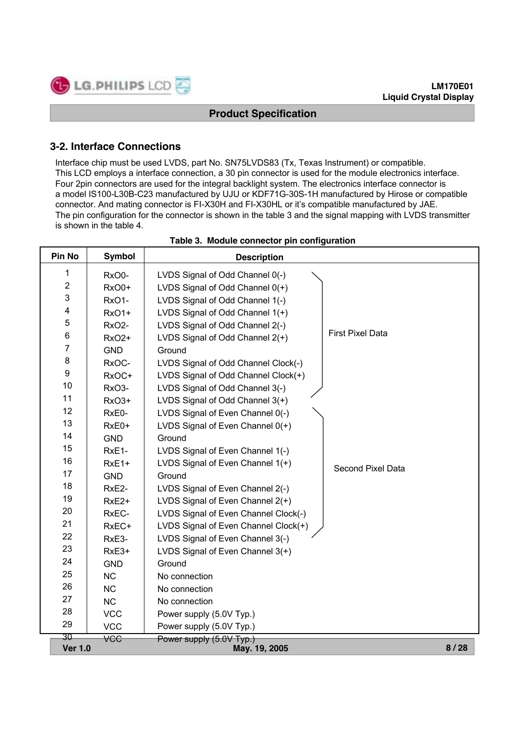## 3-2. Interface Connections

Interface chip must be used LVDS, part No. SN75LVDS83 (Tx, Texas Instrument) or compatible.
This LCD employs a interface connection, a 30 pin connector is used for the module electronics interface.
Four 2pin connectors are used for the integral backlight system. The electronics interface connector is a model IS100-L30B-C23 manufactured by UJU or KDF71G-30S-1H manufactured by Hirose or compatible connector. And mating connector is FI-X30H and FI-X30HL or it's compatible manufactured by JAE.
The pin configuration for the connector is shown in the table 3 and the signal mapping with LVDS transmitter is shown in the table 4.

**Table 3. Module connector pin configuration**

| Pin No | Symbol | Description | |
|---|---|---|---|
| 1 | RxO0- | LVDS Signal of Odd Channel 0(-) | First Pixel Data |
| 2 | RxO0+ | LVDS Signal of Odd Channel 0(+) | |
| 3 | RxO1- | LVDS Signal of Odd Channel 1(-) | |
| 4 | RxO1+ | LVDS Signal of Odd Channel 1(+) | |
| 5 | RxO2- | LVDS Signal of Odd Channel 2(-) | |
| 6 | RxO2+ | LVDS Signal of Odd Channel 2(+) | |
| 7 | GND | Ground | |
| 8 | RxOC- | LVDS Signal of Odd Channel Clock(-) | |
| 9 | RxOC+ | LVDS Signal of Odd Channel Clock(+) | |
| 10 | RxO3- | LVDS Signal of Odd Channel 3(-) | |
| 11 | RxO3+ | LVDS Signal of Odd Channel 3(+) | |
| 12 | RxE0- | LVDS Signal of Even Channel 0(-) | Second Pixel Data |
| 13 | RxE0+ | LVDS Signal of Even Channel 0(+) | |
| 14 | GND | Ground | |
| 15 | RxE1- | LVDS Signal of Even Channel 1(-) | |
| 16 | RxE1+ | LVDS Signal of Even Channel 1(+) | |
| 17 | GND | Ground | |
| 18 | RxE2- | LVDS Signal of Even Channel 2(-) | |
| 19 | RxE2+ | LVDS Signal of Even Channel 2(+) | |
| 20 | RxEC- | LVDS Signal of Even Channel Clock(-) | |
| 21 | RxEC+ | LVDS Signal of Even Channel Clock(+) | |
| 22 | RxE3- | LVDS Signal of Even Channel 3(-) | |
| 23 | RxE3+ | LVDS Signal of Even Channel 3(+) | |
| 24 | GND | Ground | |
| 25 | NC | No connection | |
| 26 | NC | No connection | |
| 27 | NC | No connection | |
| 28 | VCC | Power supply (5.0V Typ.) | |
| 29 | VCC | Power supply (5.0V Typ.) | |
| 30 | VCC | Power supply (5.0V Typ.) | |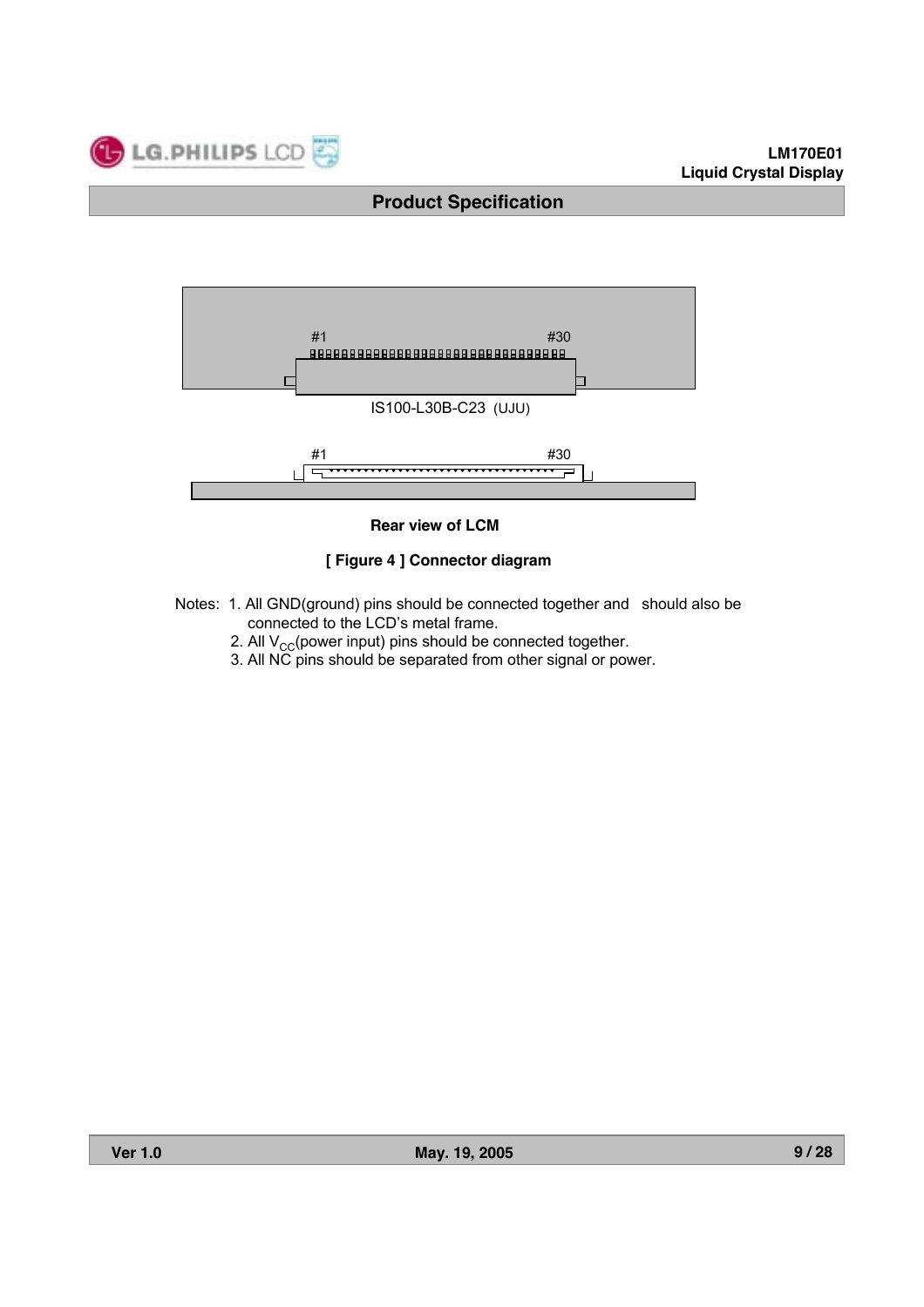#1 #30

IS100-L30B-C23 (UJU)

#1 #30

**Rear view of LCM**

**[ Figure 4 ] Connector diagram**

Notes: 1. All GND(ground) pins should be connected together and should also be connected to the LCD's metal frame.

2. All $V_{CC}$(power input) pins should be connected together.

3. All NC pins should be separated from other signal or power.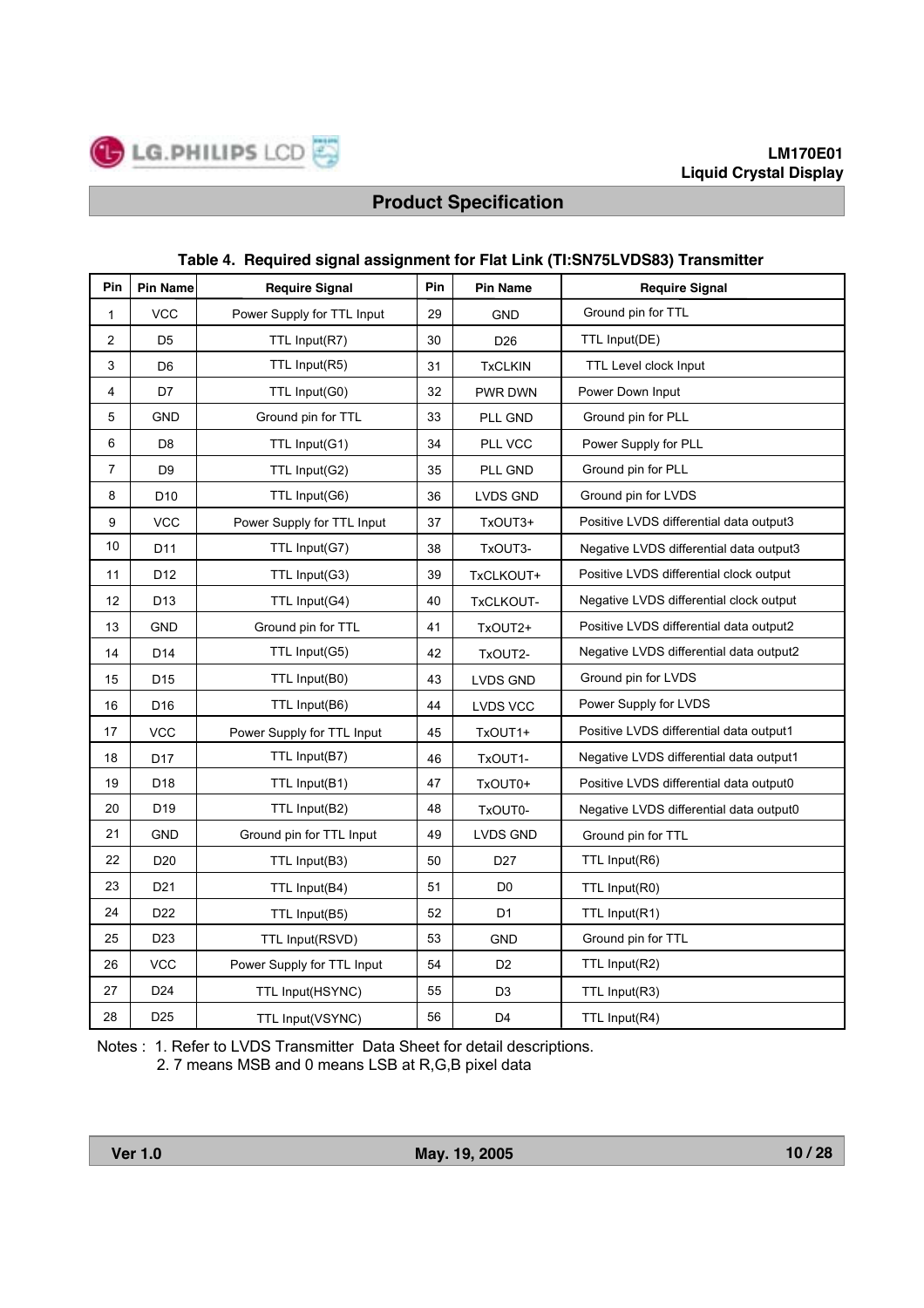**Table 4. Required signal assignment for Flat Link (TI:SN75LVDS83) Transmitter**

| Pin | Pin Name | Require Signal | Pin | Pin Name | Require Signal |
|---|---|---|---|---|---|
| 1 | VCC | Power Supply for TTL Input | 29 | GND | Ground pin for TTL |
| 2 | D5 | TTL Input(R7) | 30 | D26 | TTL Input(DE) |
| 3 | D6 | TTL Input(R5) | 31 | TxCLKIN | TTL Level clock Input |
| 4 | D7 | TTL Input(G0) | 32 | PWR DWN | Power Down Input |
| 5 | GND | Ground pin for TTL | 33 | PLL GND | Ground pin for PLL |
| 6 | D8 | TTL Input(G1) | 34 | PLL VCC | Power Supply for PLL |
| 7 | D9 | TTL Input(G2) | 35 | PLL GND | Ground pin for PLL |
| 8 | D10 | TTL Input(G6) | 36 | LVDS GND | Ground pin for LVDS |
| 9 | VCC | Power Supply for TTL Input | 37 | TxOUT3+ | Positive LVDS differential data output3 |
| 10 | D11 | TTL Input(G7) | 38 | TxOUT3- | Negative LVDS differential data output3 |
| 11 | D12 | TTL Input(G3) | 39 | TxCLKOUT+ | Positive LVDS differential clock output |
| 12 | D13 | TTL Input(G4) | 40 | TxCLKOUT- | Negative LVDS differential clock output |
| 13 | GND | Ground pin for TTL | 41 | TxOUT2+ | Positive LVDS differential data output2 |
| 14 | D14 | TTL Input(G5) | 42 | TxOUT2- | Negative LVDS differential data output2 |
| 15 | D15 | TTL Input(B0) | 43 | LVDS GND | Ground pin for LVDS |
| 16 | D16 | TTL Input(B6) | 44 | LVDS VCC | Power Supply for LVDS |
| 17 | VCC | Power Supply for TTL Input | 45 | TxOUT1+ | Positive LVDS differential data output1 |
| 18 | D17 | TTL Input(B7) | 46 | TxOUT1- | Negative LVDS differential data output1 |
| 19 | D18 | TTL Input(B1) | 47 | TxOUT0+ | Positive LVDS differential data output0 |
| 20 | D19 | TTL Input(B2) | 48 | TxOUT0- | Negative LVDS differential data output0 |
| 21 | GND | Ground pin for TTL Input | 49 | LVDS GND | Ground pin for TTL |
| 22 | D20 | TTL Input(B3) | 50 | D27 | TTL Input(R6) |
| 23 | D21 | TTL Input(B4) | 51 | D0 | TTL Input(R0) |
| 24 | D22 | TTL Input(B5) | 52 | D1 | TTL Input(R1) |
| 25 | D23 | TTL Input(RSVD) | 53 | GND | Ground pin for TTL |
| 26 | VCC | Power Supply for TTL Input | 54 | D2 | TTL Input(R2) |
| 27 | D24 | TTL Input(HSYNC) | 55 | D3 | TTL Input(R3) |
| 28 | D25 | TTL Input(VSYNC) | 56 | D4 | TTL Input(R4) |

Notes : 1. Refer to LVDS Transmitter Data Sheet for detail descriptions.
2. 7 means MSB and 0 means LSB at R,G,B pixel data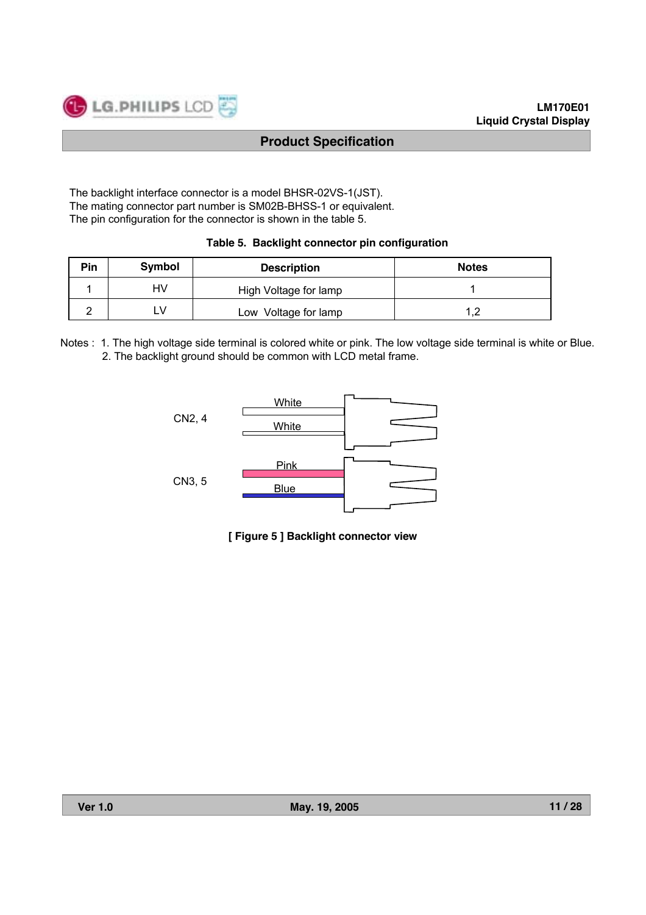The backlight interface connector is a model BHSR-02VS-1(JST).
The mating connector part number is SM02B-BHSS-1 or equivalent.
The pin configuration for the connector is shown in the table 5.

**Table 5. Backlight connector pin configuration**

| Pin | Symbol | Description | Notes |
|---|---|---|---|
| 1 | HV | High Voltage for lamp | 1 |
| 2 | LV | Low Voltage for lamp | 1,2 |

Notes : 1. The high voltage side terminal is colored white or pink. The low voltage side terminal is white or Blue.
2. The backlight ground should be common with LCD metal frame.

CN2, 4 — White, White

CN3, 5 — Pink, Blue

**[ Figure 5 ] Backlight connector view**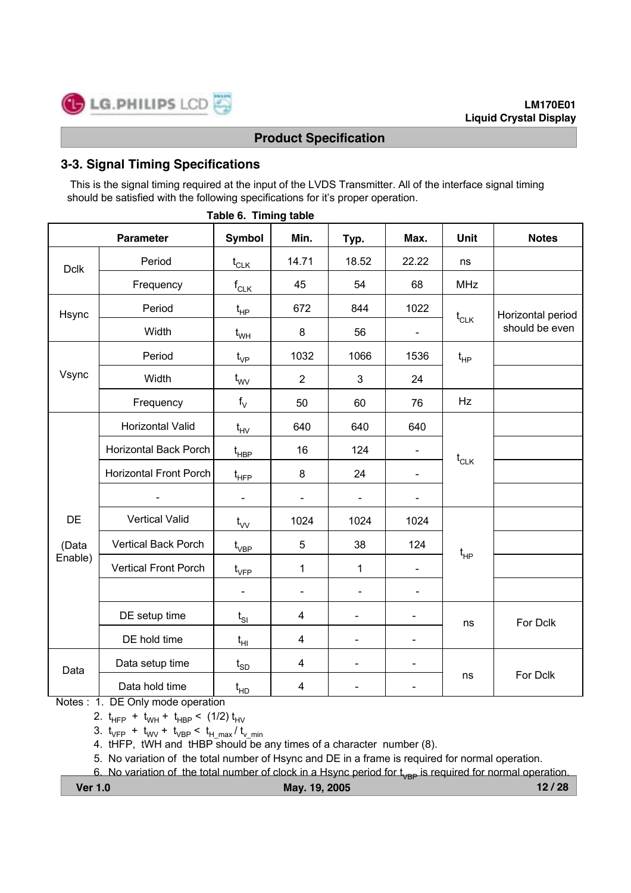## 3-3. Signal Timing Specifications

This is the signal timing required at the input of the LVDS Transmitter. All of the interface signal timing should be satisfied with the following specifications for it's proper operation.

**Table 6. Timing table**

| Parameter | | Symbol | Min. | Typ. | Max. | Unit | Notes |
|---|---|---|---|---|---|---|---|
| Dclk | Period | $t_{CLK}$ | 14.71 | 18.52 | 22.22 | ns | |
| | Frequency | $f_{CLK}$ | 45 | 54 | 68 | MHz | |
| Hsync | Period | $t_{HP}$ | 672 | 844 | 1022 | $t_{CLK}$ | Horizontal period should be even |
| | Width | $t_{WH}$ | 8 | 56 | - | | |
| Vsync | Period | $t_{VP}$ | 1032 | 1066 | 1536 | $t_{HP}$ | |
| | Width | $t_{WV}$ | 2 | 3 | 24 | | |
| | Frequency | $f_V$ | 50 | 60 | 76 | Hz | |
| DE (Data Enable) | Horizontal Valid | $t_{HV}$ | 640 | 640 | 640 | $t_{CLK}$ | |
| | Horizontal Back Porch | $t_{HBP}$ | 16 | 124 | - | | |
| | Horizontal Front Porch | $t_{HFP}$ | 8 | 24 | - | | |
| | - | - | - | - | - | | |
| | Vertical Valid | $t_{VV}$ | 1024 | 1024 | 1024 | $t_{HP}$ | |
| | Vertical Back Porch | $t_{VBP}$ | 5 | 38 | 124 | | |
| | Vertical Front Porch | $t_{VFP}$ | 1 | 1 | - | | |
| | | - | - | - | - | | |
| | DE setup time | $t_{SI}$ | 4 | - | - | ns | For Dclk |
| | DE hold time | $t_{HI}$ | 4 | - | - | | |
| Data | Data setup time | $t_{SD}$ | 4 | - | - | ns | For Dclk |
| | Data hold time | $t_{HD}$ | 4 | - | - | | |

Notes :
1. DE Only mode operation
2. $t_{HFP} + t_{WH} + t_{HBP} < (1/2)\, t_{HV}$
3. $t_{VFP} + t_{WV} + t_{VBP} < t_{H\_max} / t_{v\_min}$
4. tHFP, tWH and tHBP should be any times of a character number (8).
5. No variation of the total number of Hsync and DE in a frame is required for normal operation.
6. No variation of the total number of clock in a Hsync period for $t_{VBP}$ is required for normal operation.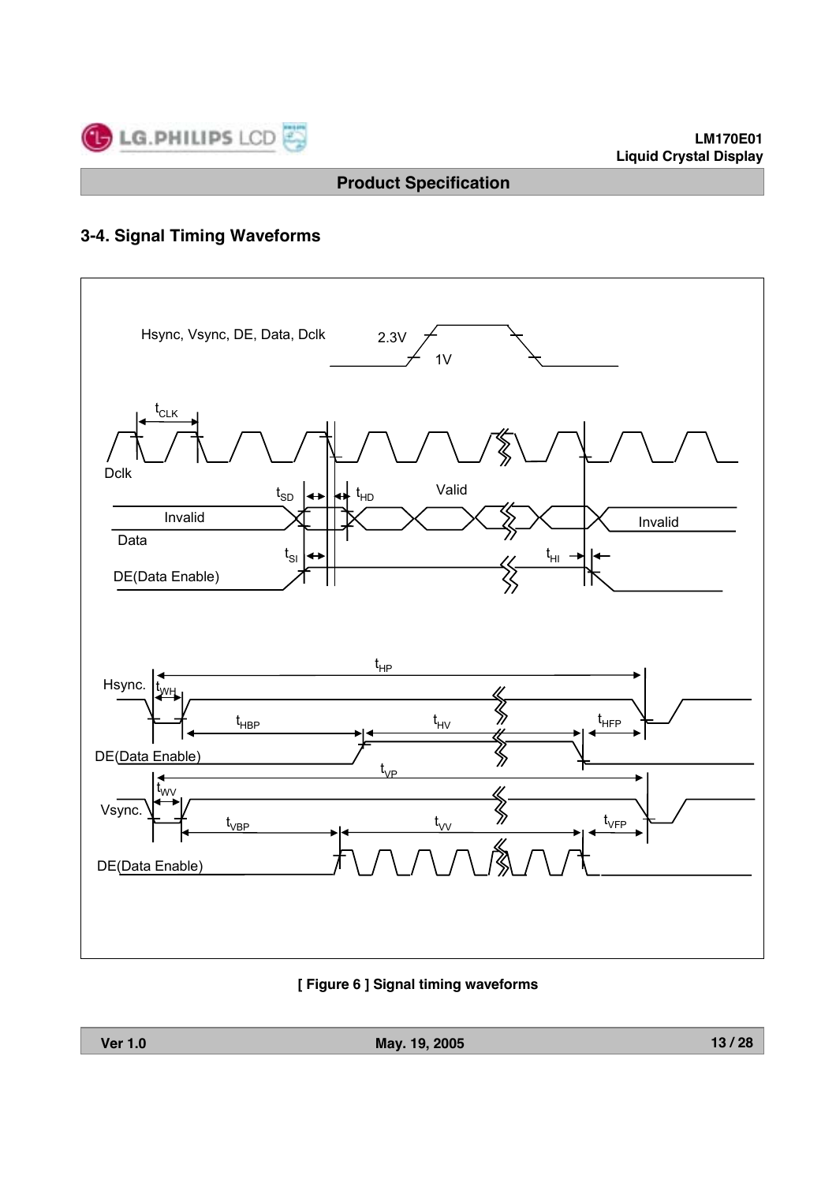## 3-4. Signal Timing Waveforms

Hsync, Vsync, DE, Data, Dclk 2.3V 1V

$t_{CLK}$

Dclk

$t_{SD}$ $t_{HD}$ Valid

Invalid Invalid

Data

$t_{SI}$ $t_{HI}$

DE(Data Enable)

$t_{HP}$

Hsync. $t_{WH}$

$t_{HBP}$ $t_{HV}$ $t_{HFP}$

DE(Data Enable)

$t_{VP}$

$t_{WV}$

Vsync.

$t_{VBP}$ $t_{VV}$ $t_{VFP}$

DE(Data Enable)

**[ Figure 6 ] Signal timing waveforms**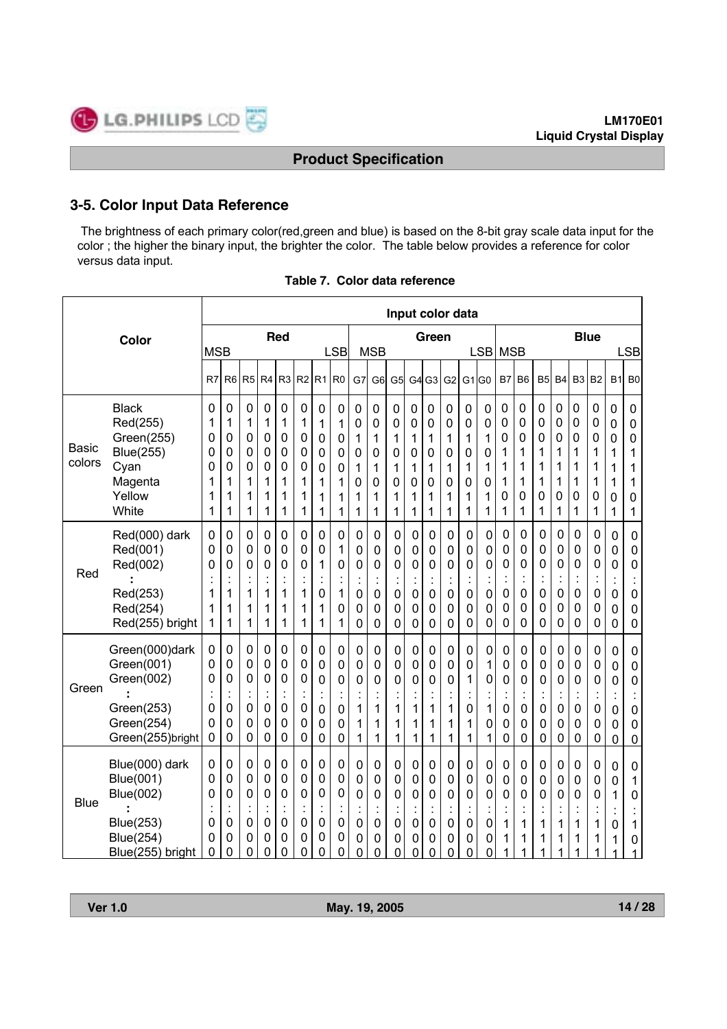## 3-5. Color Input Data Reference

The brightness of each primary color(red,green and blue) is based on the 8-bit gray scale data input for the color ; the higher the binary input, the brighter the color. The table below provides a reference for color versus data input.

**Table 7. Color data reference**

| Color | | Input color data | | | | | | | | | | | | | | | | | | | | | | | |
|---|---|---|---|---|---|---|---|---|---|---|---|---|---|---|---|---|---|---|---|---|---|---|---|---|---|
| | | Red MSB | | | | | | | Red LSB | Green MSB | | | | | | | Green LSB | Blue MSB | | | | | | | Blue LSB |
| | | R7 | R6 | R5 | R4 | R3 | R2 | R1 | R0 | G7 | G6 | G5 | G4 | G3 | G2 | G1 | G0 | B7 | B6 | B5 | B4 | B3 | B2 | B1 | B0 |
| Basic colors | Black | 0 | 0 | 0 | 0 | 0 | 0 | 0 | 0 | 0 | 0 | 0 | 0 | 0 | 0 | 0 | 0 | 0 | 0 | 0 | 0 | 0 | 0 | 0 | 0 |
| | Red(255) | 1 | 1 | 1 | 1 | 1 | 1 | 1 | 1 | 0 | 0 | 0 | 0 | 0 | 0 | 0 | 0 | 0 | 0 | 0 | 0 | 0 | 0 | 0 | 0 |
| | Green(255) | 0 | 0 | 0 | 0 | 0 | 0 | 0 | 0 | 1 | 1 | 1 | 1 | 1 | 1 | 1 | 1 | 0 | 0 | 0 | 0 | 0 | 0 | 0 | 0 |
| | Blue(255) | 0 | 0 | 0 | 0 | 0 | 0 | 0 | 0 | 0 | 0 | 0 | 0 | 0 | 0 | 0 | 0 | 1 | 1 | 1 | 1 | 1 | 1 | 1 | 1 |
| | Cyan | 0 | 0 | 0 | 0 | 0 | 0 | 0 | 0 | 1 | 1 | 1 | 1 | 1 | 1 | 1 | 1 | 1 | 1 | 1 | 1 | 1 | 1 | 1 | 1 |
| | Magenta | 1 | 1 | 1 | 1 | 1 | 1 | 1 | 1 | 0 | 0 | 0 | 0 | 0 | 0 | 0 | 0 | 1 | 1 | 1 | 1 | 1 | 1 | 1 | 1 |
| | Yellow | 1 | 1 | 1 | 1 | 1 | 1 | 1 | 1 | 1 | 1 | 1 | 1 | 1 | 1 | 1 | 1 | 0 | 0 | 0 | 0 | 0 | 0 | 0 | 0 |
| | White | 1 | 1 | 1 | 1 | 1 | 1 | 1 | 1 | 1 | 1 | 1 | 1 | 1 | 1 | 1 | 1 | 1 | 1 | 1 | 1 | 1 | 1 | 1 | 1 |
| Red | Red(000) dark | 0 | 0 | 0 | 0 | 0 | 0 | 0 | 0 | 0 | 0 | 0 | 0 | 0 | 0 | 0 | 0 | 0 | 0 | 0 | 0 | 0 | 0 | 0 | 0 |
| | Red(001) | 0 | 0 | 0 | 0 | 0 | 0 | 0 | 1 | 0 | 0 | 0 | 0 | 0 | 0 | 0 | 0 | 0 | 0 | 0 | 0 | 0 | 0 | 0 | 0 |
| | Red(002) | 0 | 0 | 0 | 0 | 0 | 0 | 1 | 0 | 0 | 0 | 0 | 0 | 0 | 0 | 0 | 0 | 0 | 0 | 0 | 0 | 0 | 0 | 0 | 0 |
| | : | : | : | : | : | : | : | : | : | : | : | : | : | : | : | : | : | : | : | : | : | : | : | : | : |
| | Red(253) | 1 | 1 | 1 | 1 | 1 | 1 | 0 | 1 | 0 | 0 | 0 | 0 | 0 | 0 | 0 | 0 | 0 | 0 | 0 | 0 | 0 | 0 | 0 | 0 |
| | Red(254) | 1 | 1 | 1 | 1 | 1 | 1 | 1 | 0 | 0 | 0 | 0 | 0 | 0 | 0 | 0 | 0 | 0 | 0 | 0 | 0 | 0 | 0 | 0 | 0 |
| | Red(255) bright | 1 | 1 | 1 | 1 | 1 | 1 | 1 | 1 | 0 | 0 | 0 | 0 | 0 | 0 | 0 | 0 | 0 | 0 | 0 | 0 | 0 | 0 | 0 | 0 |
| Green | Green(000)dark | 0 | 0 | 0 | 0 | 0 | 0 | 0 | 0 | 0 | 0 | 0 | 0 | 0 | 0 | 0 | 0 | 0 | 0 | 0 | 0 | 0 | 0 | 0 | 0 |
| | Green(001) | 0 | 0 | 0 | 0 | 0 | 0 | 0 | 0 | 0 | 0 | 0 | 0 | 0 | 0 | 0 | 1 | 0 | 0 | 0 | 0 | 0 | 0 | 0 | 0 |
| | Green(002) | 0 | 0 | 0 | 0 | 0 | 0 | 0 | 0 | 0 | 0 | 0 | 0 | 0 | 0 | 1 | 0 | 0 | 0 | 0 | 0 | 0 | 0 | 0 | 0 |
| | : | : | : | : | : | : | : | : | : | : | : | : | : | : | : | : | : | : | : | : | : | : | : | : | : |
| | Green(253) | 0 | 0 | 0 | 0 | 0 | 0 | 0 | 0 | 1 | 1 | 1 | 1 | 1 | 1 | 0 | 1 | 0 | 0 | 0 | 0 | 0 | 0 | 0 | 0 |
| | Green(254) | 0 | 0 | 0 | 0 | 0 | 0 | 0 | 0 | 1 | 1 | 1 | 1 | 1 | 1 | 1 | 0 | 0 | 0 | 0 | 0 | 0 | 0 | 0 | 0 |
| | Green(255)bright | 0 | 0 | 0 | 0 | 0 | 0 | 0 | 0 | 1 | 1 | 1 | 1 | 1 | 1 | 1 | 1 | 0 | 0 | 0 | 0 | 0 | 0 | 0 | 0 |
| Blue | Blue(000) dark | 0 | 0 | 0 | 0 | 0 | 0 | 0 | 0 | 0 | 0 | 0 | 0 | 0 | 0 | 0 | 0 | 0 | 0 | 0 | 0 | 0 | 0 | 0 | 0 |
| | Blue(001) | 0 | 0 | 0 | 0 | 0 | 0 | 0 | 0 | 0 | 0 | 0 | 0 | 0 | 0 | 0 | 0 | 0 | 0 | 0 | 0 | 0 | 0 | 0 | 1 |
| | Blue(002) | 0 | 0 | 0 | 0 | 0 | 0 | 0 | 0 | 0 | 0 | 0 | 0 | 0 | 0 | 0 | 0 | 0 | 0 | 0 | 0 | 0 | 0 | 1 | 0 |
| | : | : | : | : | : | : | : | : | : | : | : | : | : | : | : | : | : | : | : | : | : | : | : | : | : |
| | Blue(253) | 0 | 0 | 0 | 0 | 0 | 0 | 0 | 0 | 0 | 0 | 0 | 0 | 0 | 0 | 0 | 0 | 1 | 1 | 1 | 1 | 1 | 1 | 0 | 1 |
| | Blue(254) | 0 | 0 | 0 | 0 | 0 | 0 | 0 | 0 | 0 | 0 | 0 | 0 | 0 | 0 | 0 | 0 | 1 | 1 | 1 | 1 | 1 | 1 | 1 | 0 |
| | Blue(255) bright | 0 | 0 | 0 | 0 | 0 | 0 | 0 | 0 | 0 | 0 | 0 | 0 | 0 | 0 | 0 | 0 | 1 | 1 | 1 | 1 | 1 | 1 | 1 | 1 |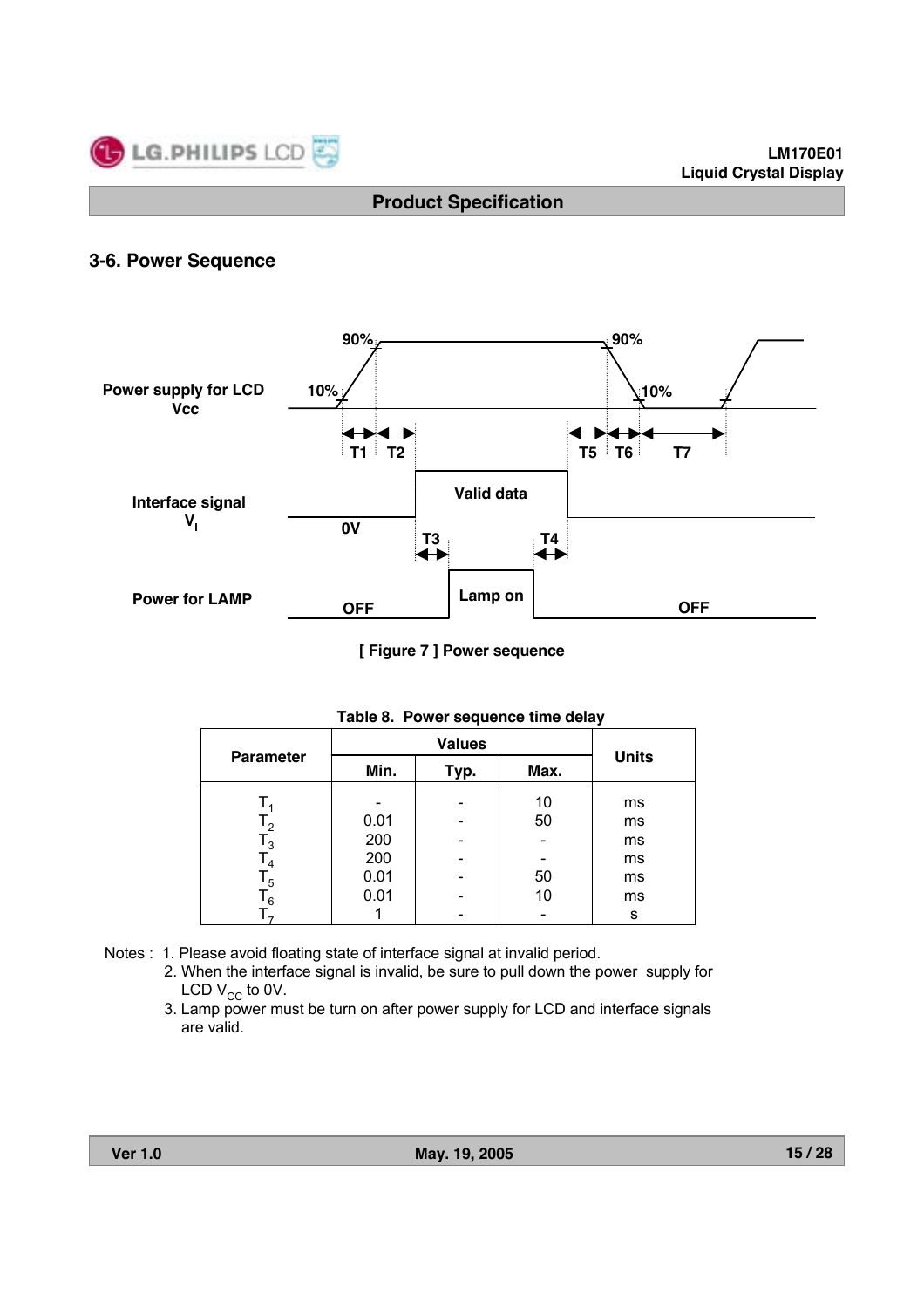## 3-6. Power Sequence

Power supply for LCD Vcc

90% 90%

10% 10%

T1 T2 T5 T6 T7

Interface signal $V_I$

Valid data

0V

T3 T4

Power for LAMP

Lamp on

OFF OFF

[ Figure 7 ] Power sequence

Table 8. Power sequence time delay

| Parameter | Values | | | Units |
|---|---|---|---|---|
| | Min. | Typ. | Max. | |
| $T_1$ | - | - | 10 | ms |
| $T_2$ | 0.01 | - | 50 | ms |
| $T_3$ | 200 | - | - | ms |
| $T_4$ | 200 | - | - | ms |
| $T_5$ | 0.01 | - | 50 | ms |
| $T_6$ | 0.01 | - | 10 | ms |
| $T_7$ | 1 | - | - | s |

Notes : 1. Please avoid floating state of interface signal at invalid period.
2. When the interface signal is invalid, be sure to pull down the power supply for LCD $V_{CC}$ to 0V.
3. Lamp power must be turn on after power supply for LCD and interface signals are valid.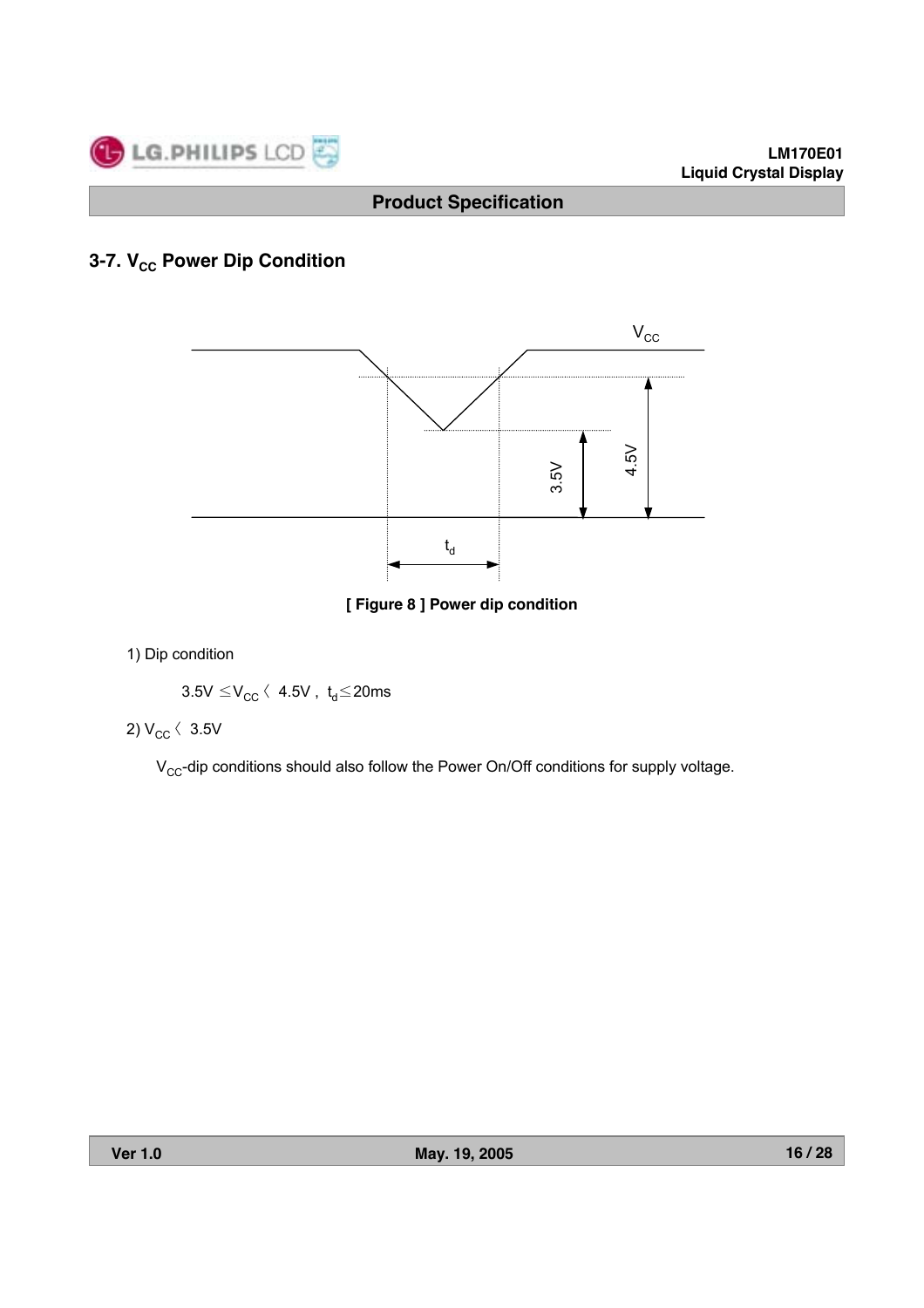## 3-7. $V_{CC}$ Power Dip Condition

[ Figure 8 ] Power dip condition

1) Dip condition

$3.5V \leq V_{CC} < 4.5V$ , $t_d \leq 20ms$

2) $V_{CC} < 3.5V$

$V_{CC}$-dip conditions should also follow the Power On/Off conditions for supply voltage.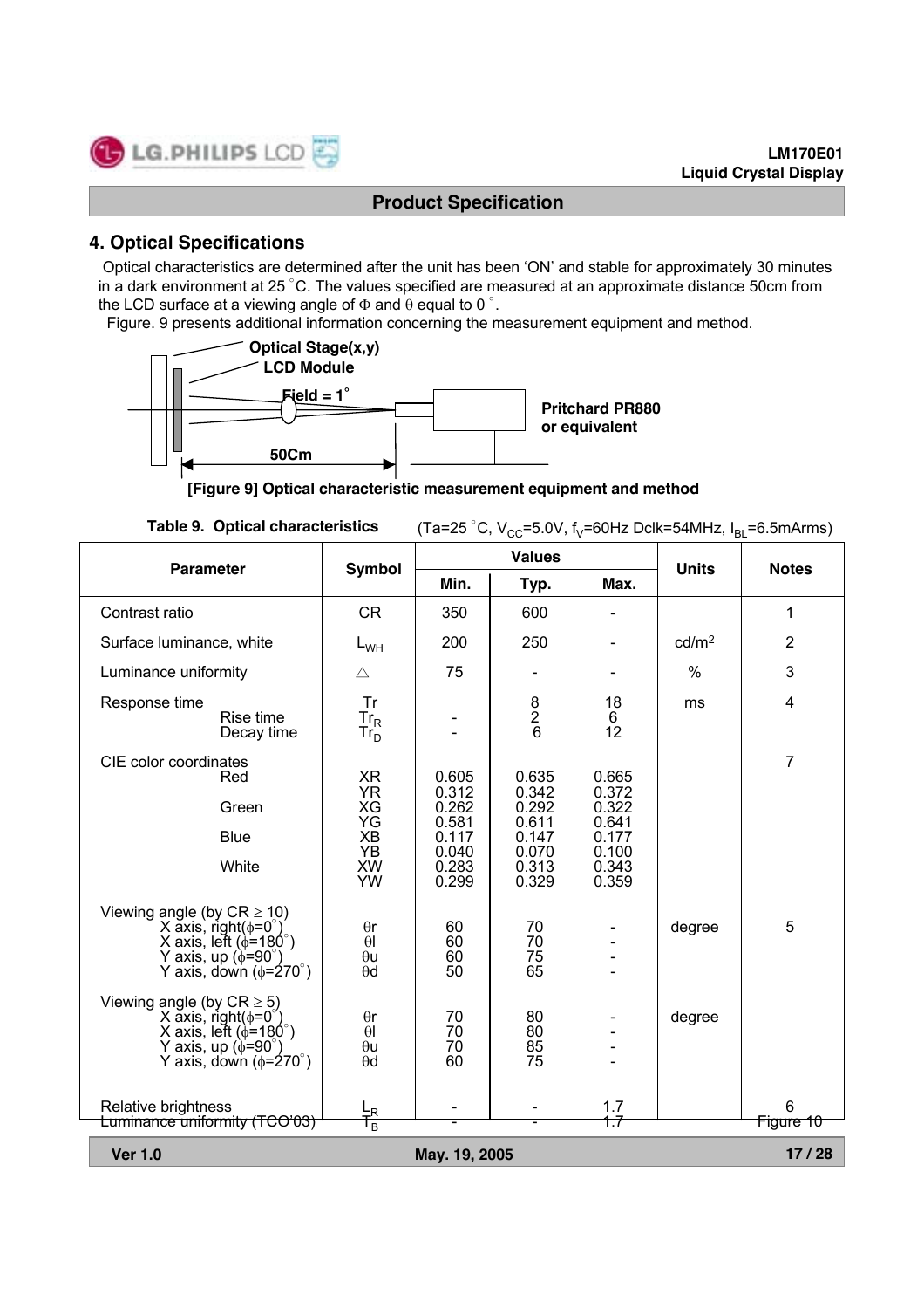## 4. Optical Specifications

Optical characteristics are determined after the unit has been 'ON' and stable for approximately 30 minutes in a dark environment at 25 °C. The values specified are measured at an approximate distance 50cm from the LCD surface at a viewing angle of Φ and θ equal to 0 °.

Figure. 9 presents additional information concerning the measurement equipment and method.

Optical Stage(x,y)
LCD Module
Field = 1°
Pritchard PR880 or equivalent
50Cm

**[Figure 9] Optical characteristic measurement equipment and method**

**Table 9. Optical characteristics** (Ta=25 °C, $V_{CC}$=5.0V, $f_V$=60Hz Dclk=54MHz, $I_{BL}$=6.5mArms)

| Parameter | Symbol | Values | | | Units | Notes |
|---|---|---|---|---|---|---|
| | | Min. | Typ. | Max. | | |
| Contrast ratio | CR | 350 | 600 | - | | 1 |
| Surface luminance, white | $L_{WH}$ | 200 | 250 | - | cd/m2 | 2 |
| Luminance uniformity | △ | 75 | - | - | % | 3 |
| Response time | Tr | | 8 | 18 | ms | 4 |
| Rise time | $Tr_R$ | - | 2 | 6 | | |
| Decay time | $Tr_D$ | - | 6 | 12 | | |
| CIE color coordinates | | | | | | 7 |
| Red | XR | 0.605 | 0.635 | 0.665 | | |
| | YR | 0.312 | 0.342 | 0.372 | | |
| Green | XG | 0.262 | 0.292 | 0.322 | | |
| | YG | 0.581 | 0.611 | 0.641 | | |
| Blue | XB | 0.117 | 0.147 | 0.177 | | |
| | YB | 0.040 | 0.070 | 0.100 | | |
| White | XW | 0.283 | 0.313 | 0.343 | | |
| | YW | 0.299 | 0.329 | 0.359 | | |
| Viewing angle (by CR ≥ 10) | | | | | degree | 5 |
| X axis, right(φ=0°) | θr | 60 | 70 | - | | |
| X axis, left (φ=180°) | θl | 60 | 70 | - | | |
| Y axis, up (φ=90°) | θu | 60 | 75 | - | | |
| Y axis, down (φ=270°) | θd | 50 | 65 | - | | |
| Viewing angle (by CR ≥ 5) | | | | | degree | |
| X axis, right(φ=0°) | θr | 70 | 80 | - | | |
| X axis, left (φ=180°) | θl | 70 | 80 | - | | |
| Y axis, up (φ=90°) | θu | 70 | 85 | - | | |
| Y axis, down (φ=270°) | θd | 60 | 75 | - | | |
| Relative brightness | $L_R$ | - | - | 1.7 | | 6 |
| Luminance uniformity (TCO'03) | $T_B$ | - | - | 1.7 | | Figure 10 |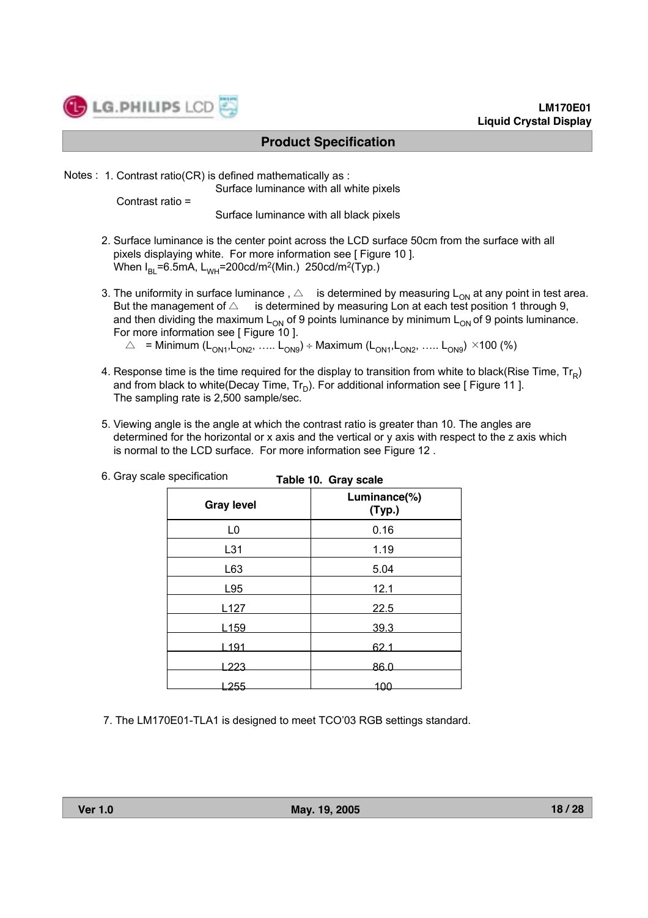Notes : 1. Contrast ratio(CR) is defined mathematically as :

$$\text{Contrast ratio} = \frac{\text{Surface luminance with all white pixels}}{\text{Surface luminance with all black pixels}}$$

2. Surface luminance is the center point across the LCD surface 50cm from the surface with all pixels displaying white. For more information see [ Figure 10 ].
   When $I_{BL}$=6.5mA, $L_{WH}$=200cd/m$^2$(Min.) 250cd/m$^2$(Typ.)

3. The uniformity in surface luminance , △ is determined by measuring $L_{ON}$ at any point in test area. But the management of △ is determined by measuring Lon at each test position 1 through 9, and then dividing the maximum $L_{ON}$ of 9 points luminance by minimum $L_{ON}$ of 9 points luminance. For more information see [ Figure 10 ].
   △ = Minimum ($L_{ON1}$,$L_{ON2}$, ….. $L_{ON9}$) ÷ Maximum ($L_{ON1}$,$L_{ON2}$, ….. $L_{ON9}$) ×100 (%)

4. Response time is the time required for the display to transition from white to black(Rise Time, $Tr_R$) and from black to white(Decay Time, $Tr_D$). For additional information see [ Figure 11 ].
   The sampling rate is 2,500 sample/sec.

5. Viewing angle is the angle at which the contrast ratio is greater than 10. The angles are determined for the horizontal or x axis and the vertical or y axis with respect to the z axis which is normal to the LCD surface. For more information see Figure 12 .

6. Gray scale specification

**Table 10. Gray scale**

| Gray level | Luminance(%) (Typ.) |
|---|---|
| L0 | 0.16 |
| L31 | 1.19 |
| L63 | 5.04 |
| L95 | 12.1 |
| L127 | 22.5 |
| L159 | 39.3 |
| L191 | 62.1 |
| L223 | 86.0 |
| L255 | 100 |

7. The LM170E01-TLA1 is designed to meet TCO'03 RGB settings standard.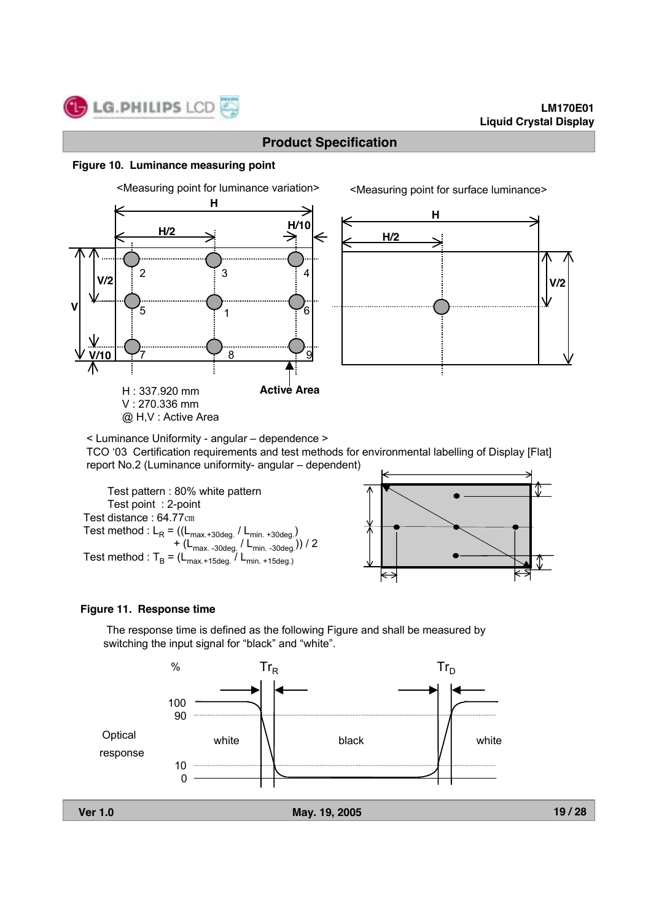## Product Specification

**Figure 10. Luminance measuring point**

<Measuring point for luminance variation> <Measuring point for surface luminance>

H : 337.920 mm
V : 270.336 mm
@ H,V : Active Area

< Luminance Uniformity - angular – dependence >
TCO '03 Certification requirements and test methods for environmental labelling of Display [Flat] report No.2 (Luminance uniformity- angular – dependent)

Test pattern : 80% white pattern
Test point : 2-point
Test distance : 64.77㎝
Test method : $L_R = ((L_{max.+30deg.} / L_{min.+30deg.}) + (L_{max.-30deg.} / L_{min.-30deg.})) / 2$
Test method : $T_B = (L_{max.+15deg.} / L_{min.+15deg.})$

**Figure 11. Response time**

The response time is defined as the following Figure and shall be measured by switching the input signal for "black" and "white".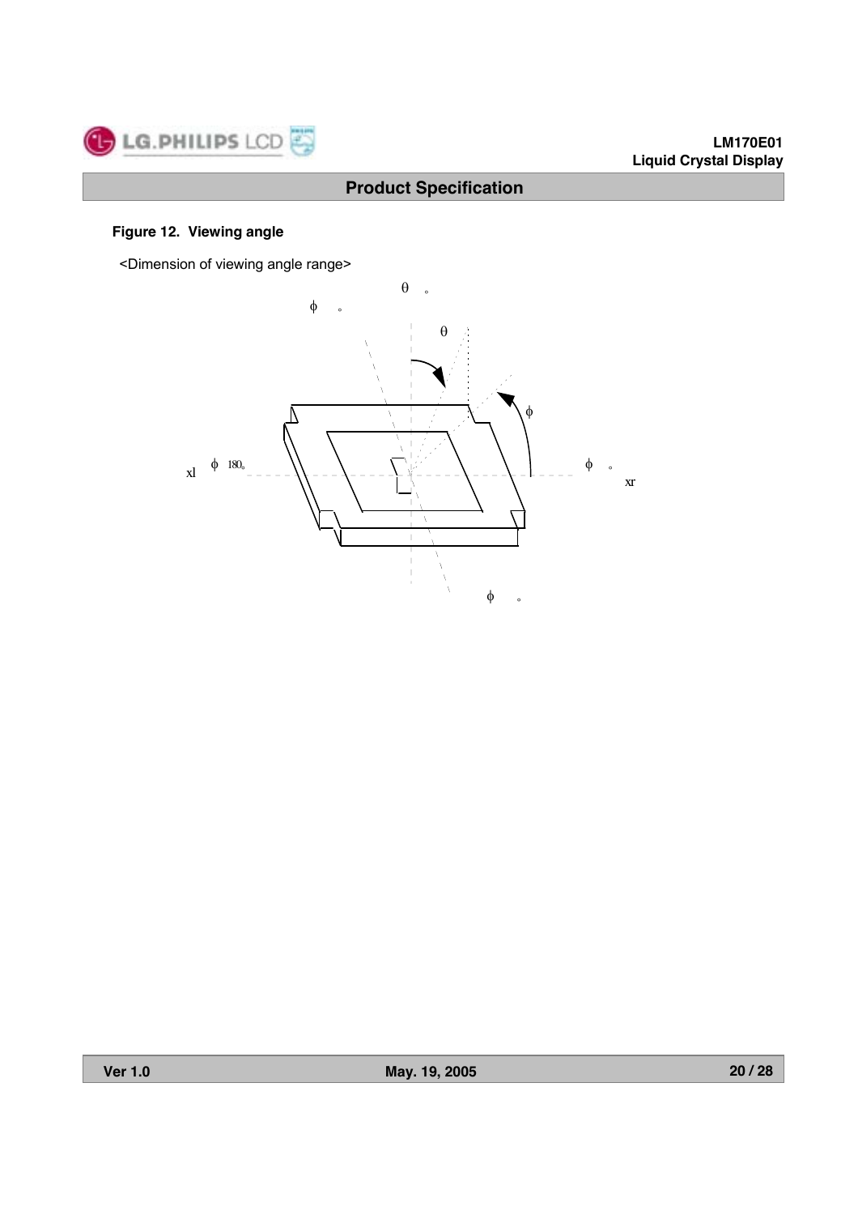**Figure 12. Viewing angle**

<Dimension of viewing angle range>

θ °

φ °

θ

φ

xl φ 180°

φ °

xr

φ °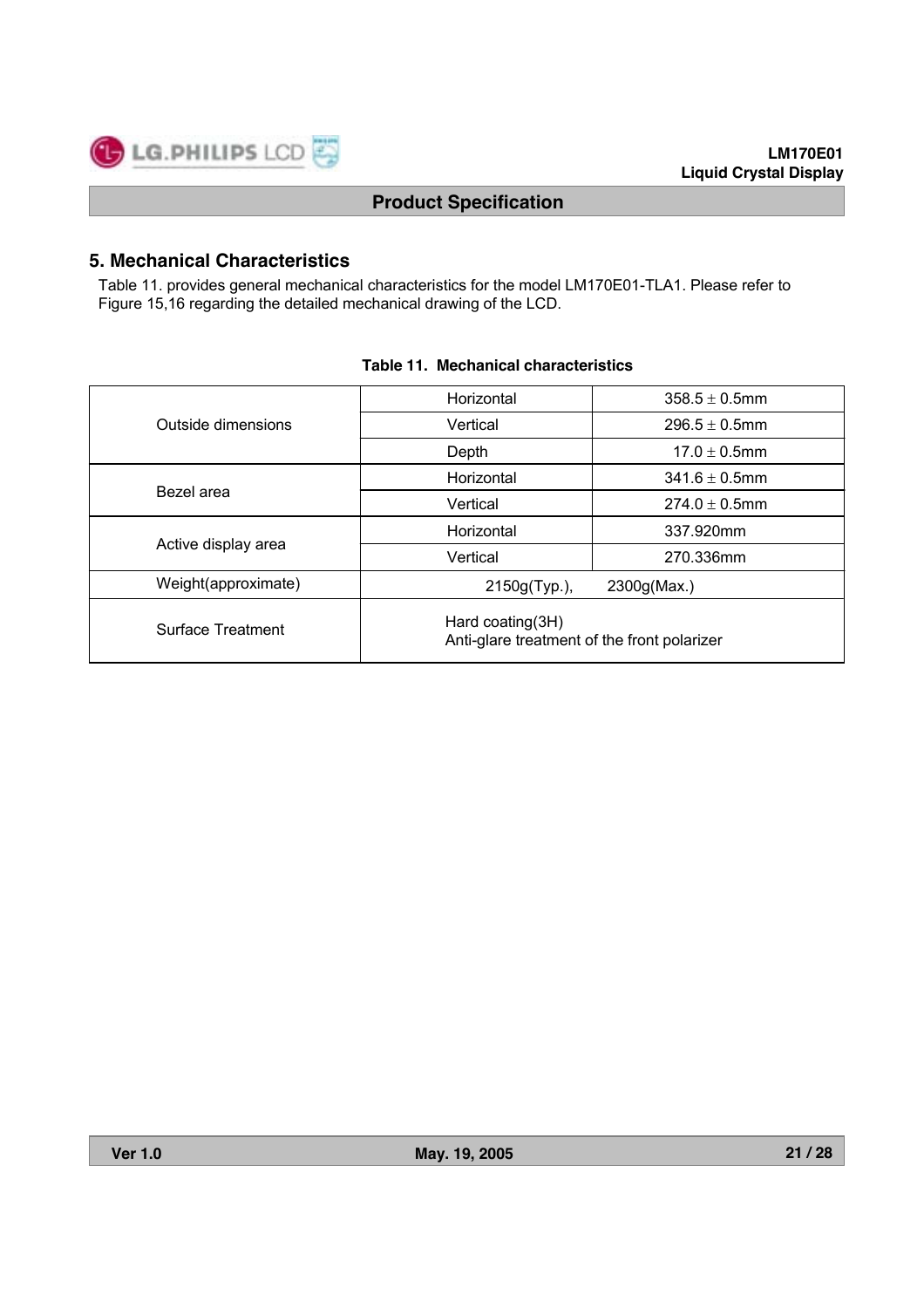## 5. Mechanical Characteristics

Table 11. provides general mechanical characteristics for the model LM170E01-TLA1. Please refer to Figure 15,16 regarding the detailed mechanical drawing of the LCD.

**Table 11. Mechanical characteristics**

| | | |
|---|---|---|
| Outside dimensions | Horizontal | 358.5 ± 0.5mm |
| | Vertical | 296.5 ± 0.5mm |
| | Depth | 17.0 ± 0.5mm |
| Bezel area | Horizontal | 341.6 ± 0.5mm |
| | Vertical | 274.0 ± 0.5mm |
| Active display area | Horizontal | 337.920mm |
| | Vertical | 270.336mm |
| Weight(approximate) | 2150g(Typ.), 2300g(Max.) | |
| Surface Treatment | Hard coating(3H)<br>Anti-glare treatment of the front polarizer | |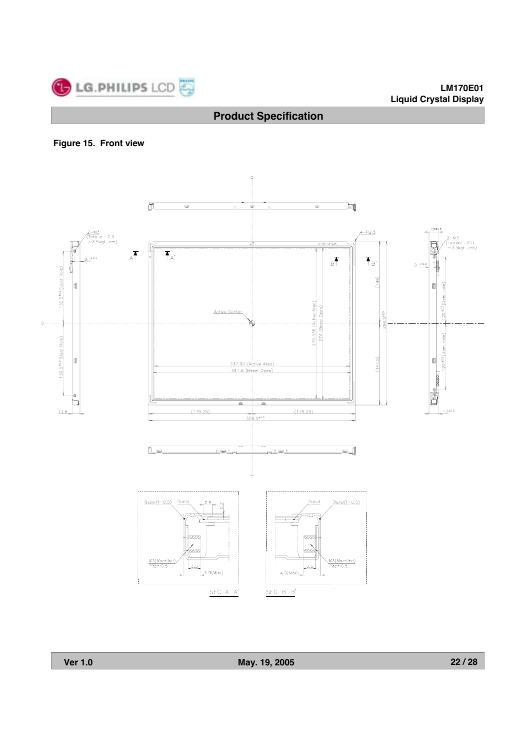## Figure 15. Front view

2-M3
(Torque : 2.5
~3.5kgf-cm)

9.1±0.3

A  A'

B  B'

4-R2.5

UP

130.5±0.3 (User Hole)

130.5±0.3 (User Hole)

Active Center

270.336 (Active Area)

274 (Bezel Open)

(149)

296.5±0.5

(147.5)

337.92 (Active Area)

341.6 (Bezel Open)

13.8

(179.25)

(179.25)

358.5±0.5

17±0.5

2-M3
(Torque : 2.5
~3.5kgf-cm)

9.1±0.3

120±0.3 (User Hole)

120±0.3 (User Hole)

17±0.5

Bezel(t=0.5)  Panel  2.5  0.3

M3(Machine)
Pitch:0.5

3.5

4.9(Max)

SEC A-A'

Panel  Bezel(t=0.5)

M3(Machine)
Pitch:0.5

3.5

4.9(Max)

SEC B-B'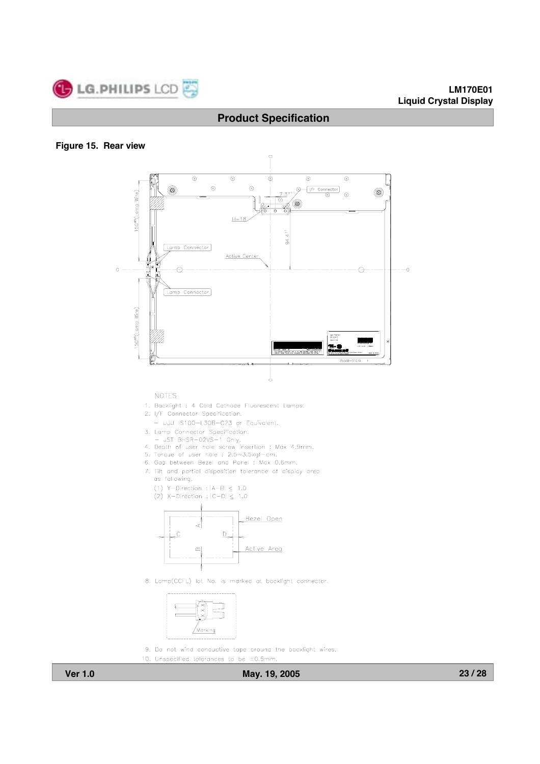**Figure 15. Rear view**

NOTES

1. Backlight : 4 Cold Cathode Fluorescent Lamps.
2. I/F Connector Specification.
   - UJU IS100-L30B-C23 or Equivalent.
3. Lamp Connector Specification.
   - JST BHSR-02VS-1 Only.
4. Depth of user hole screw insertion : Max 4.9mm.
5. Torque of user hole : 2.5~3.5kgf-cm.
6. Gap between Bezel and Panel : Max 0.6mm.
7. Tilt and partial disposition tolerance of display area as following.
   (1) Y-Direction : $|A-B| \leq 1.0$
   (2) X-Direction : $|C-D| \leq 1.0$
8. Lamp(CCFL) lot No. is marked at backlight connector.
9. Do not wind conductive tape around the backlight wires.
10. Unspecified tolerances to be ±0.5mm.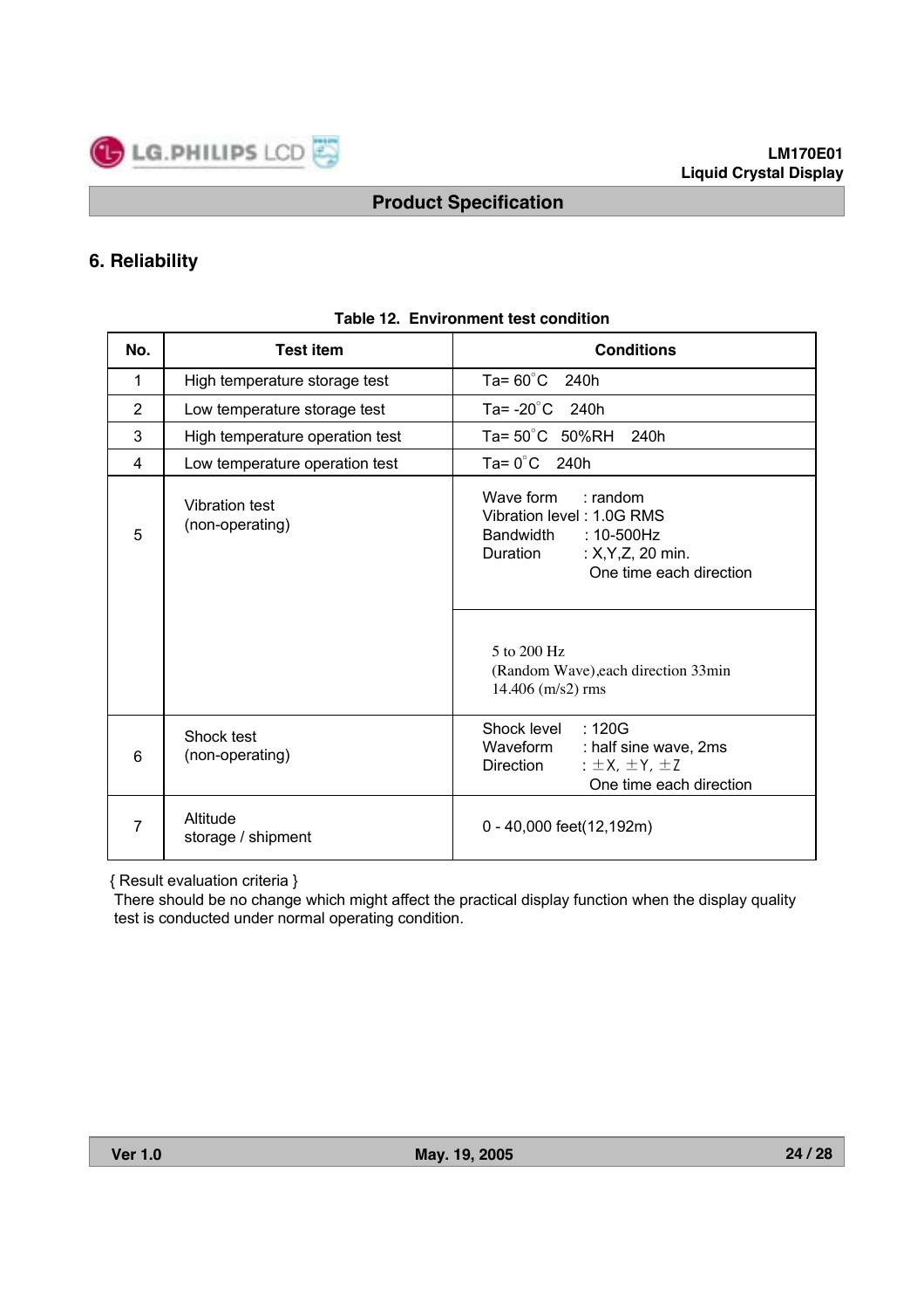## 6. Reliability

**Table 12. Environment test condition**

| No. | Test item | Conditions |
|---|---|---|
| 1 | High temperature storage test | Ta= 60°C 240h |
| 2 | Low temperature storage test | Ta= -20°C 240h |
| 3 | High temperature operation test | Ta= 50°C 50%RH 240h |
| 4 | Low temperature operation test | Ta= 0°C 240h |
| 5 | Vibration test (non-operating) | Wave form : random<br>Vibration level : 1.0G RMS<br>Bandwidth : 10-500Hz<br>Duration : X,Y,Z, 20 min.<br>One time each direction |
| | | 5 to 200 Hz<br>(Random Wave),each direction 33min<br>14.406 (m/s2) rms |
| 6 | Shock test (non-operating) | Shock level : 120G<br>Waveform : half sine wave, 2ms<br>Direction : ±X, ±Y, ±Z<br>One time each direction |
| 7 | Altitude storage / shipment | 0 - 40,000 feet(12,192m) |

{ Result evaluation criteria }
There should be no change which might affect the practical display function when the display quality test is conducted under normal operating condition.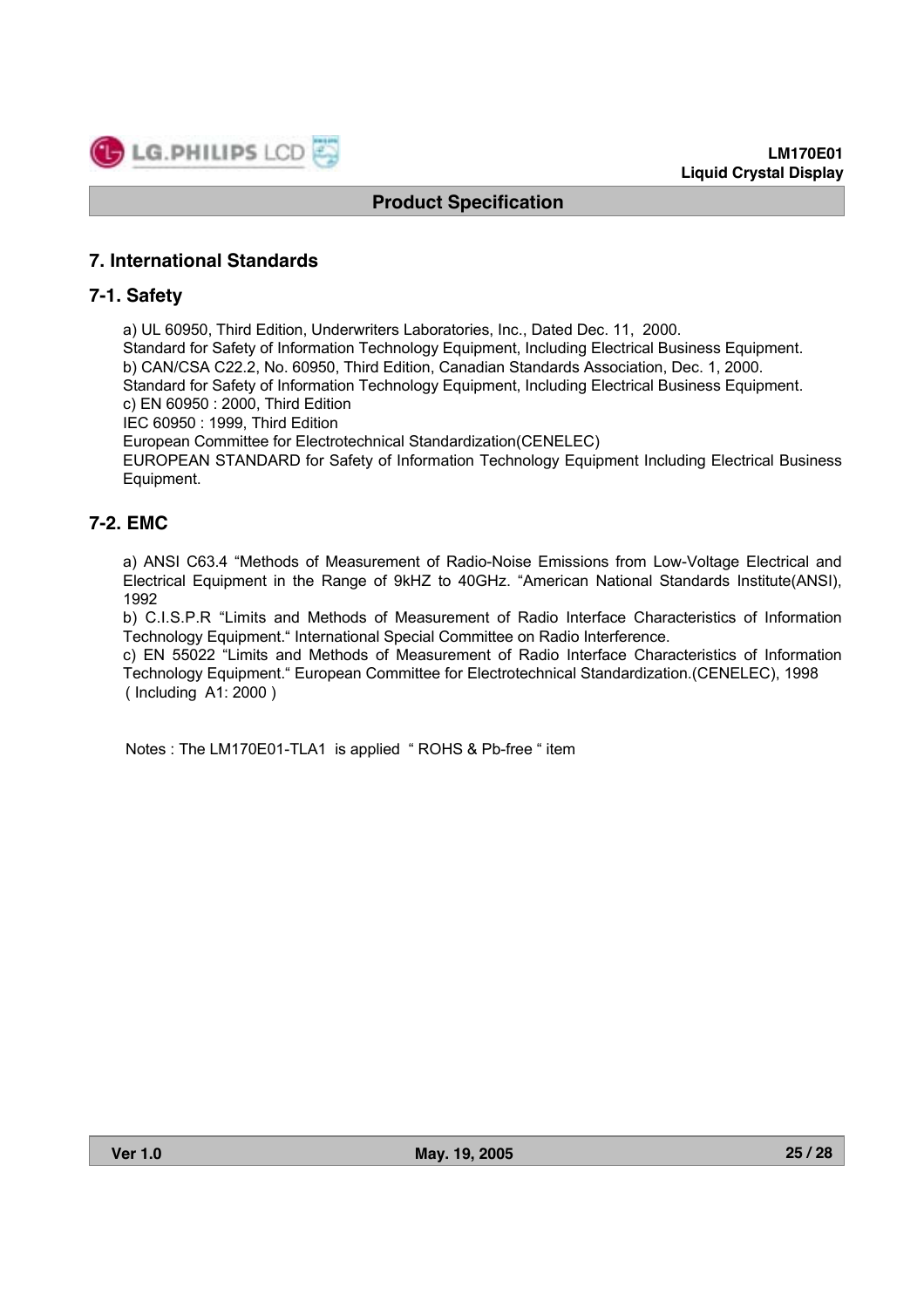## 7. International Standards

### 7-1. Safety

a) UL 60950, Third Edition, Underwriters Laboratories, Inc., Dated Dec. 11, 2000.
Standard for Safety of Information Technology Equipment, Including Electrical Business Equipment.
b) CAN/CSA C22.2, No. 60950, Third Edition, Canadian Standards Association, Dec. 1, 2000.
Standard for Safety of Information Technology Equipment, Including Electrical Business Equipment.
c) EN 60950 : 2000, Third Edition
IEC 60950 : 1999, Third Edition
European Committee for Electrotechnical Standardization(CENELEC)
EUROPEAN STANDARD for Safety of Information Technology Equipment Including Electrical Business Equipment.

### 7-2. EMC

a) ANSI C63.4 "Methods of Measurement of Radio-Noise Emissions from Low-Voltage Electrical and Electrical Equipment in the Range of 9kHZ to 40GHz. "American National Standards Institute(ANSI), 1992
b) C.I.S.P.R "Limits and Methods of Measurement of Radio Interface Characteristics of Information Technology Equipment." International Special Committee on Radio Interference.
c) EN 55022 "Limits and Methods of Measurement of Radio Interface Characteristics of Information Technology Equipment." European Committee for Electrotechnical Standardization.(CENELEC), 1998 ( Including A1: 2000 )

Notes : The LM170E01-TLA1 is applied " ROHS & Pb-free " item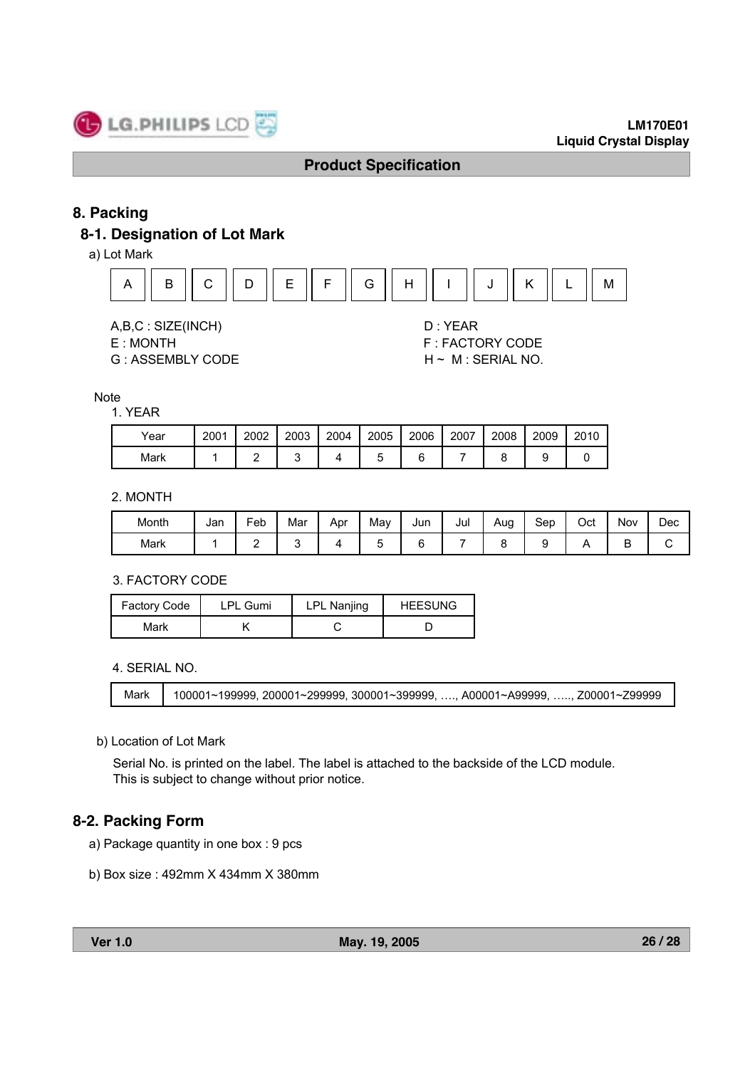# 8. Packing

## 8-1. Designation of Lot Mark

a) Lot Mark

| A | B | C | D | E | F | G | H | I | J | K | L | M |
|---|---|---|---|---|---|---|---|---|---|---|---|---|

A,B,C : SIZE(INCH)
D : YEAR
E : MONTH
F : FACTORY CODE
G : ASSEMBLY CODE
H ~ M : SERIAL NO.

Note

1. YEAR

| Year | 2001 | 2002 | 2003 | 2004 | 2005 | 2006 | 2007 | 2008 | 2009 | 2010 |
|---|---|---|---|---|---|---|---|---|---|---|
| Mark | 1 | 2 | 3 | 4 | 5 | 6 | 7 | 8 | 9 | 0 |

2. MONTH

| Month | Jan | Feb | Mar | Apr | May | Jun | Jul | Aug | Sep | Oct | Nov | Dec |
|---|---|---|---|---|---|---|---|---|---|---|---|---|
| Mark | 1 | 2 | 3 | 4 | 5 | 6 | 7 | 8 | 9 | A | B | C |

3. FACTORY CODE

| Factory Code | LPL Gumi | LPL Nanjing | HEESUNG |
|---|---|---|---|
| Mark | K | C | D |

4. SERIAL NO.

| Mark | 100001~199999, 200001~299999, 300001~399999, …., A00001~A99999, ….., Z00001~Z99999 |
|---|---|

b) Location of Lot Mark

Serial No. is printed on the label. The label is attached to the backside of the LCD module.
This is subject to change without prior notice.

## 8-2. Packing Form

a) Package quantity in one box : 9 pcs

b) Box size : 492mm X 434mm X 380mm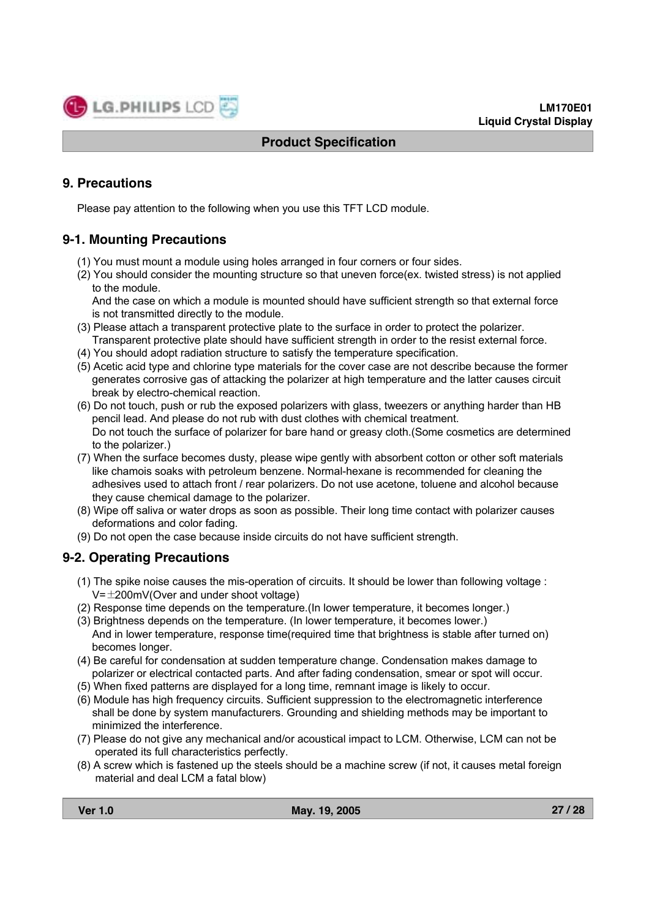## 9. Precautions

Please pay attention to the following when you use this TFT LCD module.

### 9-1. Mounting Precautions

(1) You must mount a module using holes arranged in four corners or four sides.

(2) You should consider the mounting structure so that uneven force(ex. twisted stress) is not applied to the module.
And the case on which a module is mounted should have sufficient strength so that external force is not transmitted directly to the module.

(3) Please attach a transparent protective plate to the surface in order to protect the polarizer. Transparent protective plate should have sufficient strength in order to the resist external force.

(4) You should adopt radiation structure to satisfy the temperature specification.

(5) Acetic acid type and chlorine type materials for the cover case are not describe because the former generates corrosive gas of attacking the polarizer at high temperature and the latter causes circuit break by electro-chemical reaction.

(6) Do not touch, push or rub the exposed polarizers with glass, tweezers or anything harder than HB pencil lead. And please do not rub with dust clothes with chemical treatment.
Do not touch the surface of polarizer for bare hand or greasy cloth.(Some cosmetics are determined to the polarizer.)

(7) When the surface becomes dusty, please wipe gently with absorbent cotton or other soft materials like chamois soaks with petroleum benzene. Normal-hexane is recommended for cleaning the adhesives used to attach front / rear polarizers. Do not use acetone, toluene and alcohol because they cause chemical damage to the polarizer.

(8) Wipe off saliva or water drops as soon as possible. Their long time contact with polarizer causes deformations and color fading.

(9) Do not open the case because inside circuits do not have sufficient strength.

### 9-2. Operating Precautions

(1) The spike noise causes the mis-operation of circuits. It should be lower than following voltage :
V=±200mV(Over and under shoot voltage)

(2) Response time depends on the temperature.(In lower temperature, it becomes longer.)

(3) Brightness depends on the temperature. (In lower temperature, it becomes lower.)
And in lower temperature, response time(required time that brightness is stable after turned on) becomes longer.

(4) Be careful for condensation at sudden temperature change. Condensation makes damage to polarizer or electrical contacted parts. And after fading condensation, smear or spot will occur.

(5) When fixed patterns are displayed for a long time, remnant image is likely to occur.

(6) Module has high frequency circuits. Sufficient suppression to the electromagnetic interference shall be done by system manufacturers. Grounding and shielding methods may be important to minimized the interference.

(7) Please do not give any mechanical and/or acoustical impact to LCM. Otherwise, LCM can not be operated its full characteristics perfectly.

(8) A screw which is fastened up the steels should be a machine screw (if not, it causes metal foreign material and deal LCM a fatal blow)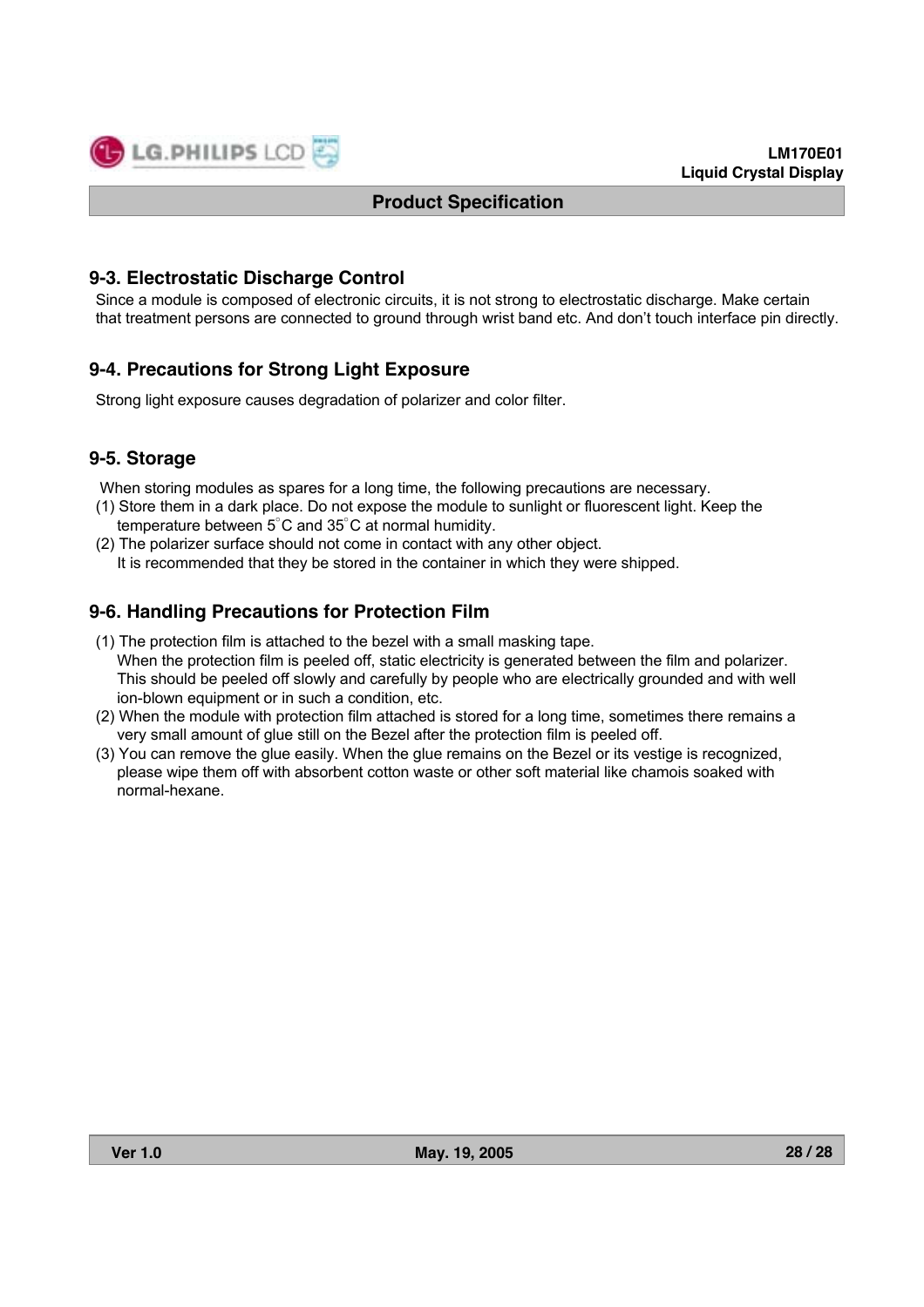## 9-3. Electrostatic Discharge Control

Since a module is composed of electronic circuits, it is not strong to electrostatic discharge. Make certain that treatment persons are connected to ground through wrist band etc. And don't touch interface pin directly.

## 9-4. Precautions for Strong Light Exposure

Strong light exposure causes degradation of polarizer and color filter.

## 9-5. Storage

When storing modules as spares for a long time, the following precautions are necessary.

(1) Store them in a dark place. Do not expose the module to sunlight or fluorescent light. Keep the temperature between 5°C and 35°C at normal humidity.
(2) The polarizer surface should not come in contact with any other object.
It is recommended that they be stored in the container in which they were shipped.

## 9-6. Handling Precautions for Protection Film

(1) The protection film is attached to the bezel with a small masking tape.
When the protection film is peeled off, static electricity is generated between the film and polarizer.
This should be peeled off slowly and carefully by people who are electrically grounded and with well ion-blown equipment or in such a condition, etc.
(2) When the module with protection film attached is stored for a long time, sometimes there remains a very small amount of glue still on the Bezel after the protection film is peeled off.
(3) You can remove the glue easily. When the glue remains on the Bezel or its vestige is recognized, please wipe them off with absorbent cotton waste or other soft material like chamois soaked with normal-hexane.